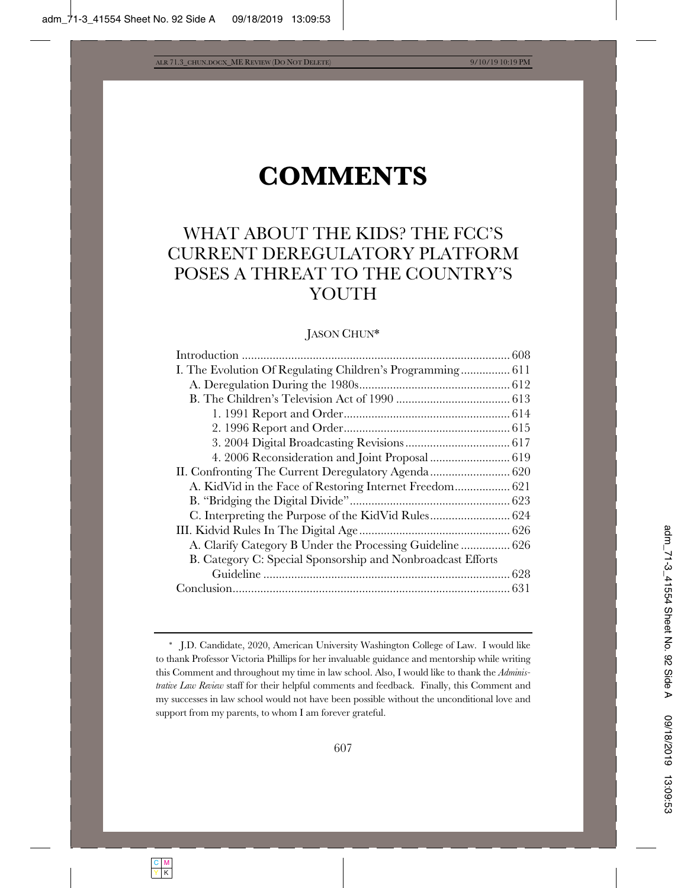# COMMENTS

## WHAT ABOUT THE KIDS? THE FCC'S CURRENT DEREGULATORY PLATFORM POSES A THREAT TO THE COUNTRY'S YOUTH

JASON CHUN*

| | |
|---|---|
| Introduction | 608 |
| I. The Evolution Of Regulating Children's Programming | 611 |
| A. Deregulation During the 1980s | 612 |
| B. The Children's Television Act of 1990 | 613 |
| 1. 1991 Report and Order | 614 |
| 2. 1996 Report and Order | 615 |
| 3. 2004 Digital Broadcasting Revisions | 617 |
| 4. 2006 Reconsideration and Joint Proposal | 619 |
| II. Confronting The Current Deregulatory Agenda | 620 |
| A. KidVid in the Face of Restoring Internet Freedom | 621 |
| B. "Bridging the Digital Divide" | 623 |
| C. Interpreting the Purpose of the KidVid Rules | 624 |
| III. Kidvid Rules In The Digital Age | 626 |
| A. Clarify Category B Under the Processing Guideline | 626 |
| B. Category C: Special Sponsorship and Nonbroadcast Efforts Guideline | 628 |
| Conclusion | 631 |

\* J.D. Candidate, 2020, American University Washington College of Law. I would like to thank Professor Victoria Phillips for her invaluable guidance and mentorship while writing this Comment and throughout my time in law school. Also, I would like to thank the *Administrative Law Review* staff for their helpful comments and feedback. Finally, this Comment and my successes in law school would not have been possible without the unconditional love and support from my parents, to whom I am forever grateful.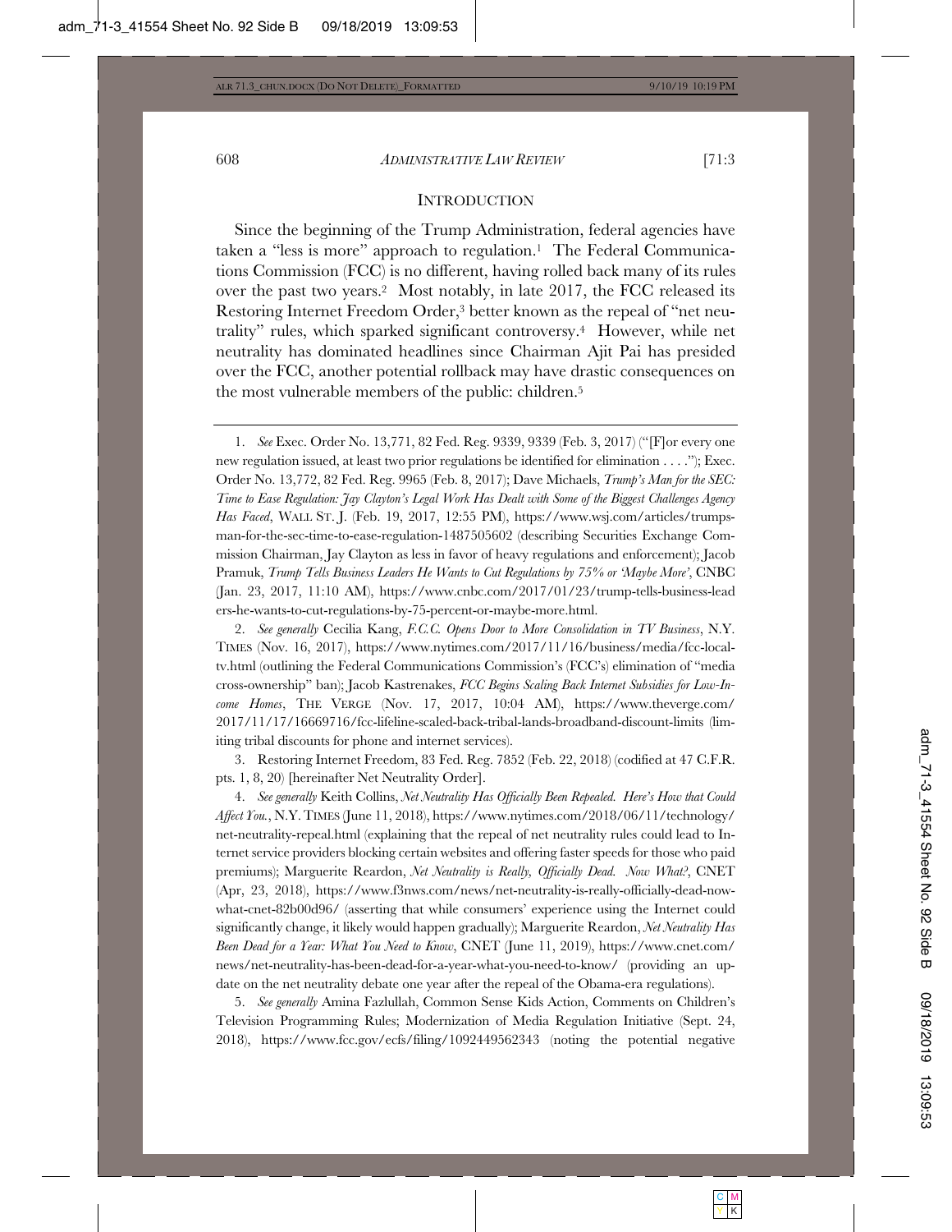## INTRODUCTION

Since the beginning of the Trump Administration, federal agencies have taken a "less is more" approach to regulation.[1] The Federal Communications Commission (FCC) is no different, having rolled back many of its rules over the past two years.[2] Most notably, in late 2017, the FCC released its Restoring Internet Freedom Order,[3] better known as the repeal of "net neutrality" rules, which sparked significant controversy.[4] However, while net neutrality has dominated headlines since Chairman Ajit Pai has presided over the FCC, another potential rollback may have drastic consequences on the most vulnerable members of the public: children.[5]

---

1. *See* Exec. Order No. 13,771, 82 Fed. Reg. 9339, 9339 (Feb. 3, 2017) ("[F]or every one new regulation issued, at least two prior regulations be identified for elimination . . . ."); Exec. Order No. 13,772, 82 Fed. Reg. 9965 (Feb. 8, 2017); Dave Michaels, *Trump's Man for the SEC: Time to Ease Regulation: Jay Clayton's Legal Work Has Dealt with Some of the Biggest Challenges Agency Has Faced*, WALL ST. J. (Feb. 19, 2017, 12:55 PM), https://www.wsj.com/articles/trumps-man-for-the-sec-time-to-ease-regulation-1487505602 (describing Securities Exchange Commission Chairman, Jay Clayton as less in favor of heavy regulations and enforcement); Jacob Pramuk, *Trump Tells Business Leaders He Wants to Cut Regulations by 75% or 'Maybe More'*, CNBC (Jan. 23, 2017, 11:10 AM), https://www.cnbc.com/2017/01/23/trump-tells-business-leaders-he-wants-to-cut-regulations-by-75-percent-or-maybe-more.html.

2. *See generally* Cecilia Kang, *F.C.C. Opens Door to More Consolidation in TV Business*, N.Y. TIMES (Nov. 16, 2017), https://www.nytimes.com/2017/11/16/business/media/fcc-local-tv.html (outlining the Federal Communications Commission's (FCC's) elimination of "media cross-ownership" ban); Jacob Kastrenakes, *FCC Begins Scaling Back Internet Subsidies for Low-Income Homes*, THE VERGE (Nov. 17, 2017, 10:04 AM), https://www.theverge.com/2017/11/17/16669716/fcc-lifeline-scaled-back-tribal-lands-broadband-discount-limits (limiting tribal discounts for phone and internet services).

3. Restoring Internet Freedom, 83 Fed. Reg. 7852 (Feb. 22, 2018) (codified at 47 C.F.R. pts. 1, 8, 20) [hereinafter Net Neutrality Order].

4. *See generally* Keith Collins, *Net Neutrality Has Officially Been Repealed. Here's How that Could Affect You.*, N.Y. TIMES (June 11, 2018), https://www.nytimes.com/2018/06/11/technology/net-neutrality-repeal.html (explaining that the repeal of net neutrality rules could lead to Internet service providers blocking certain websites and offering faster speeds for those who paid premiums); Marguerite Reardon, *Net Neutrality is Really, Officially Dead. Now What?*, CNET (Apr, 23, 2018), https://www.f3nws.com/news/net-neutrality-is-really-officially-dead-now-what-cnet-82b00d96/ (asserting that while consumers' experience using the Internet could significantly change, it likely would happen gradually); Marguerite Reardon, *Net Neutrality Has Been Dead for a Year: What You Need to Know*, CNET (June 11, 2019), https://www.cnet.com/news/net-neutrality-has-been-dead-for-a-year-what-you-need-to-know/ (providing an update on the net neutrality debate one year after the repeal of the Obama-era regulations).

5. *See generally* Amina Fazlullah, Common Sense Kids Action, Comments on Children's Television Programming Rules; Modernization of Media Regulation Initiative (Sept. 24, 2018), https://www.fcc.gov/ecfs/filing/1092449562343 (noting the potential negative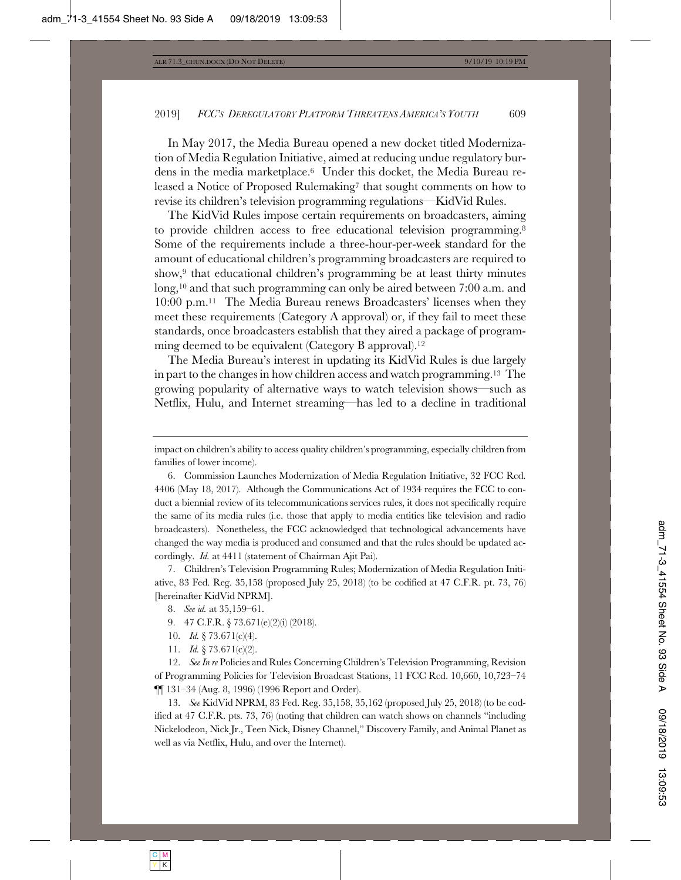In May 2017, the Media Bureau opened a new docket titled Modernization of Media Regulation Initiative, aimed at reducing undue regulatory burdens in the media marketplace.[6] Under this docket, the Media Bureau released a Notice of Proposed Rulemaking[7] that sought comments on how to revise its children's television programming regulations—KidVid Rules.

The KidVid Rules impose certain requirements on broadcasters, aiming to provide children access to free educational television programming.[8] Some of the requirements include a three-hour-per-week standard for the amount of educational children's programming broadcasters are required to show,[9] that educational children's programming be at least thirty minutes long,[10] and that such programming can only be aired between 7:00 a.m. and 10:00 p.m.[11] The Media Bureau renews Broadcasters' licenses when they meet these requirements (Category A approval) or, if they fail to meet these standards, once broadcasters establish that they aired a package of programming deemed to be equivalent (Category B approval).[12]

The Media Bureau's interest in updating its KidVid Rules is due largely in part to the changes in how children access and watch programming.[13] The growing popularity of alternative ways to watch television shows—such as Netflix, Hulu, and Internet streaming—has led to a decline in traditional

---

impact on children's ability to access quality children's programming, especially children from families of lower income).

6. Commission Launches Modernization of Media Regulation Initiative, 32 FCC Rcd. 4406 (May 18, 2017). Although the Communications Act of 1934 requires the FCC to conduct a biennial review of its telecommunications services rules, it does not specifically require the same of its media rules (i.e. those that apply to media entities like television and radio broadcasters). Nonetheless, the FCC acknowledged that technological advancements have changed the way media is produced and consumed and that the rules should be updated accordingly. *Id.* at 4411 (statement of Chairman Ajit Pai).

7. Children's Television Programming Rules; Modernization of Media Regulation Initiative, 83 Fed. Reg. 35,158 (proposed July 25, 2018) (to be codified at 47 C.F.R. pt. 73, 76) [hereinafter KidVid NPRM].

8. *See id.* at 35,159–61.

9. 47 C.F.R. § 73.671(e)(2)(i) (2018).

10. *Id.* § 73.671(c)(4).

11. *Id.* § 73.671(c)(2).

12. *See In re* Policies and Rules Concerning Children's Television Programming, Revision of Programming Policies for Television Broadcast Stations, 11 FCC Rcd. 10,660, 10,723–74 ¶¶ 131–34 (Aug. 8, 1996) (1996 Report and Order).

13. *See* KidVid NPRM, 83 Fed. Reg. 35,158, 35,162 (proposed July 25, 2018) (to be codified at 47 C.F.R. pts. 73, 76) (noting that children can watch shows on channels "including Nickelodeon, Nick Jr., Teen Nick, Disney Channel," Discovery Family, and Animal Planet as well as via Netflix, Hulu, and over the Internet).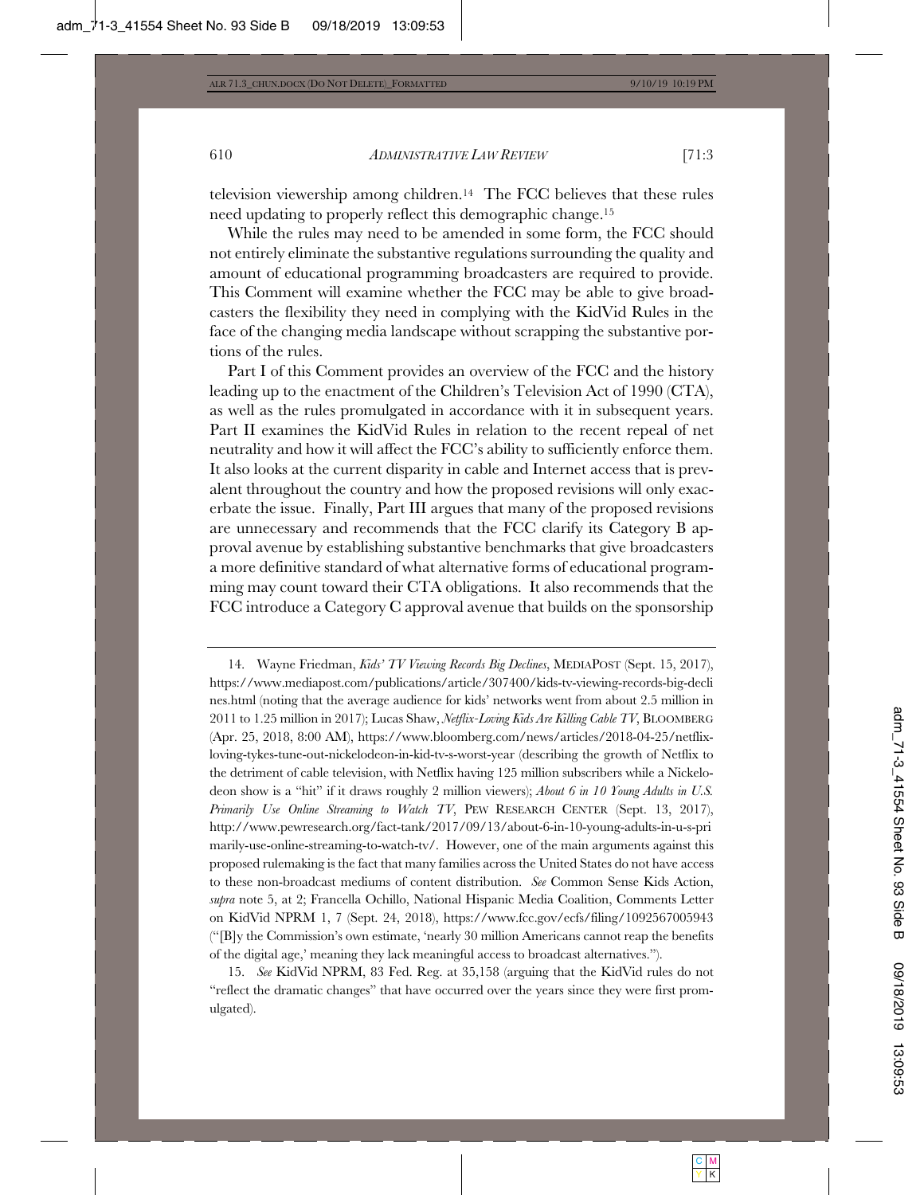television viewership among children.[14] The FCC believes that these rules need updating to properly reflect this demographic change.[15]

While the rules may need to be amended in some form, the FCC should not entirely eliminate the substantive regulations surrounding the quality and amount of educational programming broadcasters are required to provide. This Comment will examine whether the FCC may be able to give broadcasters the flexibility they need in complying with the KidVid Rules in the face of the changing media landscape without scrapping the substantive portions of the rules.

Part I of this Comment provides an overview of the FCC and the history leading up to the enactment of the Children's Television Act of 1990 (CTA), as well as the rules promulgated in accordance with it in subsequent years. Part II examines the KidVid Rules in relation to the recent repeal of net neutrality and how it will affect the FCC's ability to sufficiently enforce them. It also looks at the current disparity in cable and Internet access that is prevalent throughout the country and how the proposed revisions will only exacerbate the issue. Finally, Part III argues that many of the proposed revisions are unnecessary and recommends that the FCC clarify its Category B approval avenue by establishing substantive benchmarks that give broadcasters a more definitive standard of what alternative forms of educational programming may count toward their CTA obligations. It also recommends that the FCC introduce a Category C approval avenue that builds on the sponsorship

---

14. Wayne Friedman, *Kids' TV Viewing Records Big Declines*, MEDIAPOST (Sept. 15, 2017), https://www.mediapost.com/publications/article/307400/kids-tv-viewing-records-big-declines.html (noting that the average audience for kids' networks went from about 2.5 million in 2011 to 1.25 million in 2017); Lucas Shaw, *Netflix-Loving Kids Are Killing Cable TV*, BLOOMBERG (Apr. 25, 2018, 8:00 AM), https://www.bloomberg.com/news/articles/2018-04-25/netflix-loving-tykes-tune-out-nickelodeon-in-kid-tv-s-worst-year (describing the growth of Netflix to the detriment of cable television, with Netflix having 125 million subscribers while a Nickelodeon show is a "hit" if it draws roughly 2 million viewers); *About 6 in 10 Young Adults in U.S. Primarily Use Online Streaming to Watch TV*, PEW RESEARCH CENTER (Sept. 13, 2017), http://www.pewresearch.org/fact-tank/2017/09/13/about-6-in-10-young-adults-in-u-s-primarily-use-online-streaming-to-watch-tv/. However, one of the main arguments against this proposed rulemaking is the fact that many families across the United States do not have access to these non-broadcast mediums of content distribution. *See* Common Sense Kids Action, *supra* note 5, at 2; Francella Ochillo, National Hispanic Media Coalition, Comments Letter on KidVid NPRM 1, 7 (Sept. 24, 2018), https://www.fcc.gov/ecfs/filing/1092567005943 ("[B]y the Commission's own estimate, 'nearly 30 million Americans cannot reap the benefits of the digital age,' meaning they lack meaningful access to broadcast alternatives.").

15. *See* KidVid NPRM, 83 Fed. Reg. at 35,158 (arguing that the KidVid rules do not "reflect the dramatic changes" that have occurred over the years since they were first promulgated).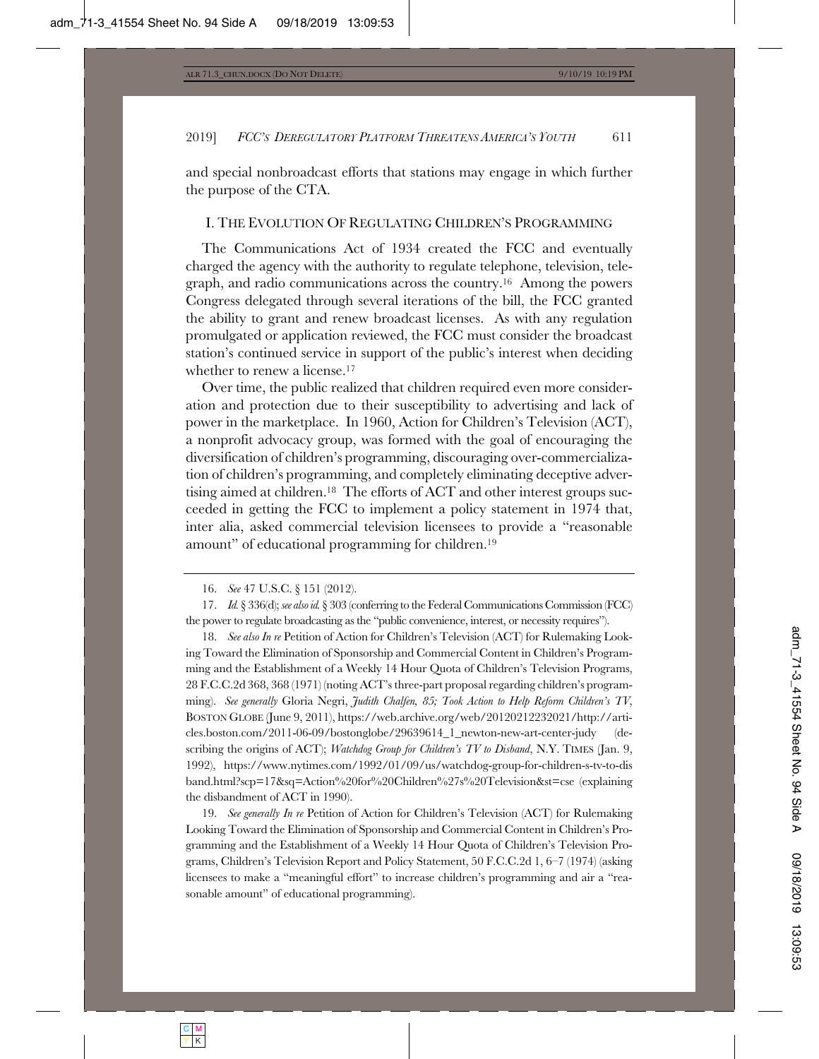and special nonbroadcast efforts that stations may engage in which further the purpose of the CTA.

## I. The Evolution Of Regulating Children's Programming

The Communications Act of 1934 created the FCC and eventually charged the agency with the authority to regulate telephone, television, telegraph, and radio communications across the country.[16] Among the powers Congress delegated through several iterations of the bill, the FCC granted the ability to grant and renew broadcast licenses. As with any regulation promulgated or application reviewed, the FCC must consider the broadcast station's continued service in support of the public's interest when deciding whether to renew a license.[17]

Over time, the public realized that children required even more consideration and protection due to their susceptibility to advertising and lack of power in the marketplace. In 1960, Action for Children's Television (ACT), a nonprofit advocacy group, was formed with the goal of encouraging the diversification of children's programming, discouraging over-commercialization of children's programming, and completely eliminating deceptive advertising aimed at children.[18] The efforts of ACT and other interest groups succeeded in getting the FCC to implement a policy statement in 1974 that, inter alia, asked commercial television licensees to provide a "reasonable amount" of educational programming for children.[19]

---

16. *See* 47 U.S.C. § 151 (2012).

17. *Id.* § 336(d); *see also id.* § 303 (conferring to the Federal Communications Commission (FCC) the power to regulate broadcasting as the "public convenience, interest, or necessity requires").

18. *See also In re* Petition of Action for Children's Television (ACT) for Rulemaking Looking Toward the Elimination of Sponsorship and Commercial Content in Children's Programming and the Establishment of a Weekly 14 Hour Quota of Children's Television Programs, 28 F.C.C.2d 368, 368 (1971) (noting ACT's three-part proposal regarding children's programming). *See generally* Gloria Negri, *Judith Chalfen, 85; Took Action to Help Reform Children's TV*, BOSTON GLOBE (June 9, 2011), https://web.archive.org/web/20120212232021/http://articles.boston.com/2011-06-09/bostonglobe/29639614_1_newton-new-art-center-judy (describing the origins of ACT); *Watchdog Group for Children's TV to Disband*, N.Y. TIMES (Jan. 9, 1992), https://www.nytimes.com/1992/01/09/us/watchdog-group-for-children-s-tv-to-disband.html?scp=17&sq=Action%20for%20Children%27s%20Television&st=cse (explaining the disbandment of ACT in 1990).

19. *See generally In re* Petition of Action for Children's Television (ACT) for Rulemaking Looking Toward the Elimination of Sponsorship and Commercial Content in Children's Programming and the Establishment of a Weekly 14 Hour Quota of Children's Television Programs, Children's Television Report and Policy Statement, 50 F.C.C.2d 1, 6–7 (1974) (asking licensees to make a "meaningful effort" to increase children's programming and air a "reasonable amount" of educational programming).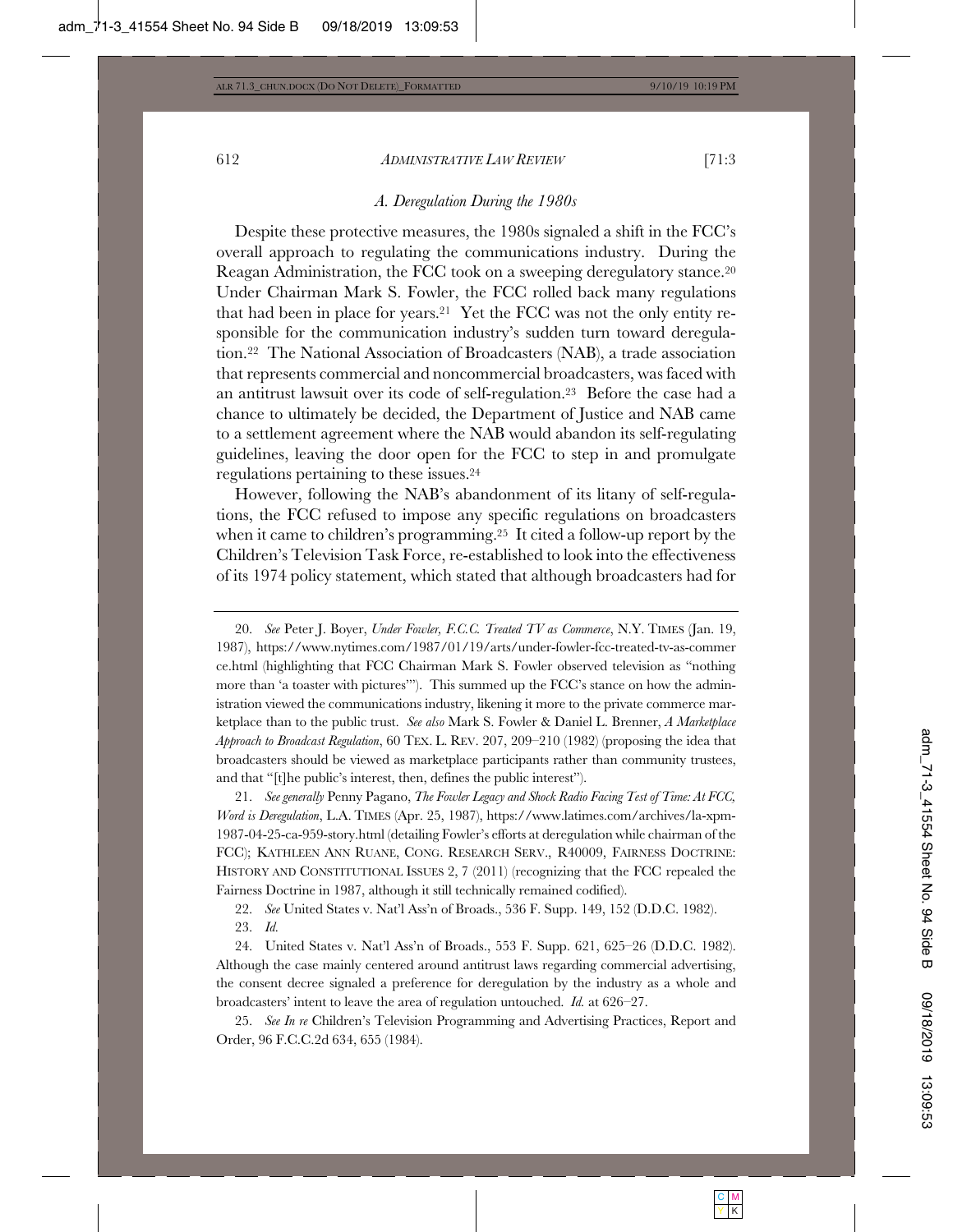### *A. Deregulation During the 1980s*

Despite these protective measures, the 1980s signaled a shift in the FCC's overall approach to regulating the communications industry. During the Reagan Administration, the FCC took on a sweeping deregulatory stance.[20] Under Chairman Mark S. Fowler, the FCC rolled back many regulations that had been in place for years.[21] Yet the FCC was not the only entity responsible for the communication industry's sudden turn toward deregulation.[22] The National Association of Broadcasters (NAB), a trade association that represents commercial and noncommercial broadcasters, was faced with an antitrust lawsuit over its code of self-regulation.[23] Before the case had a chance to ultimately be decided, the Department of Justice and NAB came to a settlement agreement where the NAB would abandon its self-regulating guidelines, leaving the door open for the FCC to step in and promulgate regulations pertaining to these issues.[24]

However, following the NAB's abandonment of its litany of self-regulations, the FCC refused to impose any specific regulations on broadcasters when it came to children's programming.[25] It cited a follow-up report by the Children's Television Task Force, re-established to look into the effectiveness of its 1974 policy statement, which stated that although broadcasters had for

---

20. *See* Peter J. Boyer, *Under Fowler, F.C.C. Treated TV as Commerce*, N.Y. TIMES (Jan. 19, 1987), https://www.nytimes.com/1987/01/19/arts/under-fowler-fcc-treated-tv-as-commerce.html (highlighting that FCC Chairman Mark S. Fowler observed television as "nothing more than 'a toaster with pictures'"). This summed up the FCC's stance on how the administration viewed the communications industry, likening it more to the private commerce marketplace than to the public trust. *See also* Mark S. Fowler & Daniel L. Brenner, *A Marketplace Approach to Broadcast Regulation*, 60 TEX. L. REV. 207, 209–210 (1982) (proposing the idea that broadcasters should be viewed as marketplace participants rather than community trustees, and that "[t]he public's interest, then, defines the public interest").

21. *See generally* Penny Pagano, *The Fowler Legacy and Shock Radio Facing Test of Time: At FCC, Word is Deregulation*, L.A. TIMES (Apr. 25, 1987), https://www.latimes.com/archives/la-xpm-1987-04-25-ca-959-story.html (detailing Fowler's efforts at deregulation while chairman of the FCC); KATHLEEN ANN RUANE, CONG. RESEARCH SERV., R40009, FAIRNESS DOCTRINE: HISTORY AND CONSTITUTIONAL ISSUES 2, 7 (2011) (recognizing that the FCC repealed the Fairness Doctrine in 1987, although it still technically remained codified).

22. *See* United States v. Nat'l Ass'n of Broads., 536 F. Supp. 149, 152 (D.D.C. 1982).

23. *Id.*

24. United States v. Nat'l Ass'n of Broads., 553 F. Supp. 621, 625–26 (D.D.C. 1982). Although the case mainly centered around antitrust laws regarding commercial advertising, the consent decree signaled a preference for deregulation by the industry as a whole and broadcasters' intent to leave the area of regulation untouched. *Id.* at 626–27.

25. *See In re* Children's Television Programming and Advertising Practices, Report and Order, 96 F.C.C.2d 634, 655 (1984).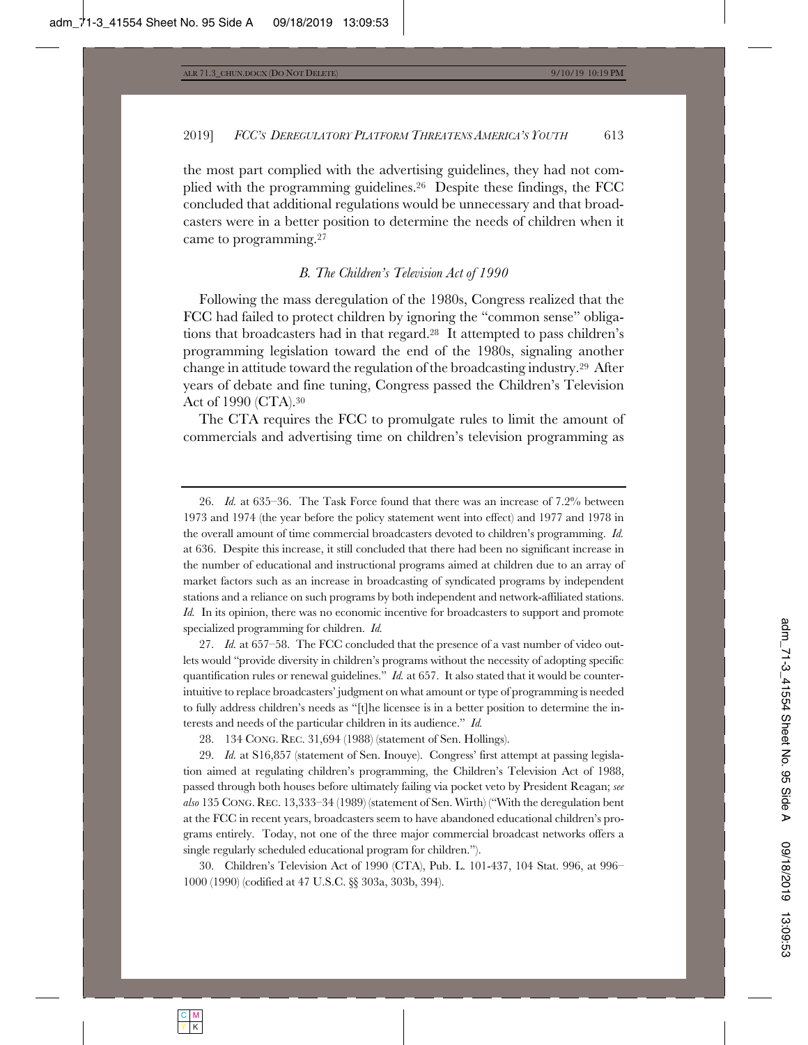the most part complied with the advertising guidelines, they had not complied with the programming guidelines.[26] Despite these findings, the FCC concluded that additional regulations would be unnecessary and that broadcasters were in a better position to determine the needs of children when it came to programming.[27]

### *B. The Children's Television Act of 1990*

Following the mass deregulation of the 1980s, Congress realized that the FCC had failed to protect children by ignoring the "common sense" obligations that broadcasters had in that regard.[28] It attempted to pass children's programming legislation toward the end of the 1980s, signaling another change in attitude toward the regulation of the broadcasting industry.[29] After years of debate and fine tuning, Congress passed the Children's Television Act of 1990 (CTA).[30]

The CTA requires the FCC to promulgate rules to limit the amount of commercials and advertising time on children's television programming as

---

26. *Id.* at 635–36. The Task Force found that there was an increase of 7.2% between 1973 and 1974 (the year before the policy statement went into effect) and 1977 and 1978 in the overall amount of time commercial broadcasters devoted to children's programming. *Id.* at 636. Despite this increase, it still concluded that there had been no significant increase in the number of educational and instructional programs aimed at children due to an array of market factors such as an increase in broadcasting of syndicated programs by independent stations and a reliance on such programs by both independent and network-affiliated stations. *Id.* In its opinion, there was no economic incentive for broadcasters to support and promote specialized programming for children. *Id.*

27. *Id.* at 657–58. The FCC concluded that the presence of a vast number of video outlets would "provide diversity in children's programs without the necessity of adopting specific quantification rules or renewal guidelines." *Id.* at 657. It also stated that it would be counterintuitive to replace broadcasters' judgment on what amount or type of programming is needed to fully address children's needs as "[t]he licensee is in a better position to determine the interests and needs of the particular children in its audience." *Id.*

28. 134 CONG. REC. 31,694 (1988) (statement of Sen. Hollings).

29. *Id.* at S16,857 (statement of Sen. Inouye). Congress' first attempt at passing legislation aimed at regulating children's programming, the Children's Television Act of 1988, passed through both houses before ultimately failing via pocket veto by President Reagan; *see also* 135 CONG. REC. 13,333–34 (1989) (statement of Sen. Wirth) ("With the deregulation bent at the FCC in recent years, broadcasters seem to have abandoned educational children's programs entirely. Today, not one of the three major commercial broadcast networks offers a single regularly scheduled educational program for children.").

30. Children's Television Act of 1990 (CTA), Pub. L. 101-437, 104 Stat. 996, at 996–1000 (1990) (codified at 47 U.S.C. §§ 303a, 303b, 394).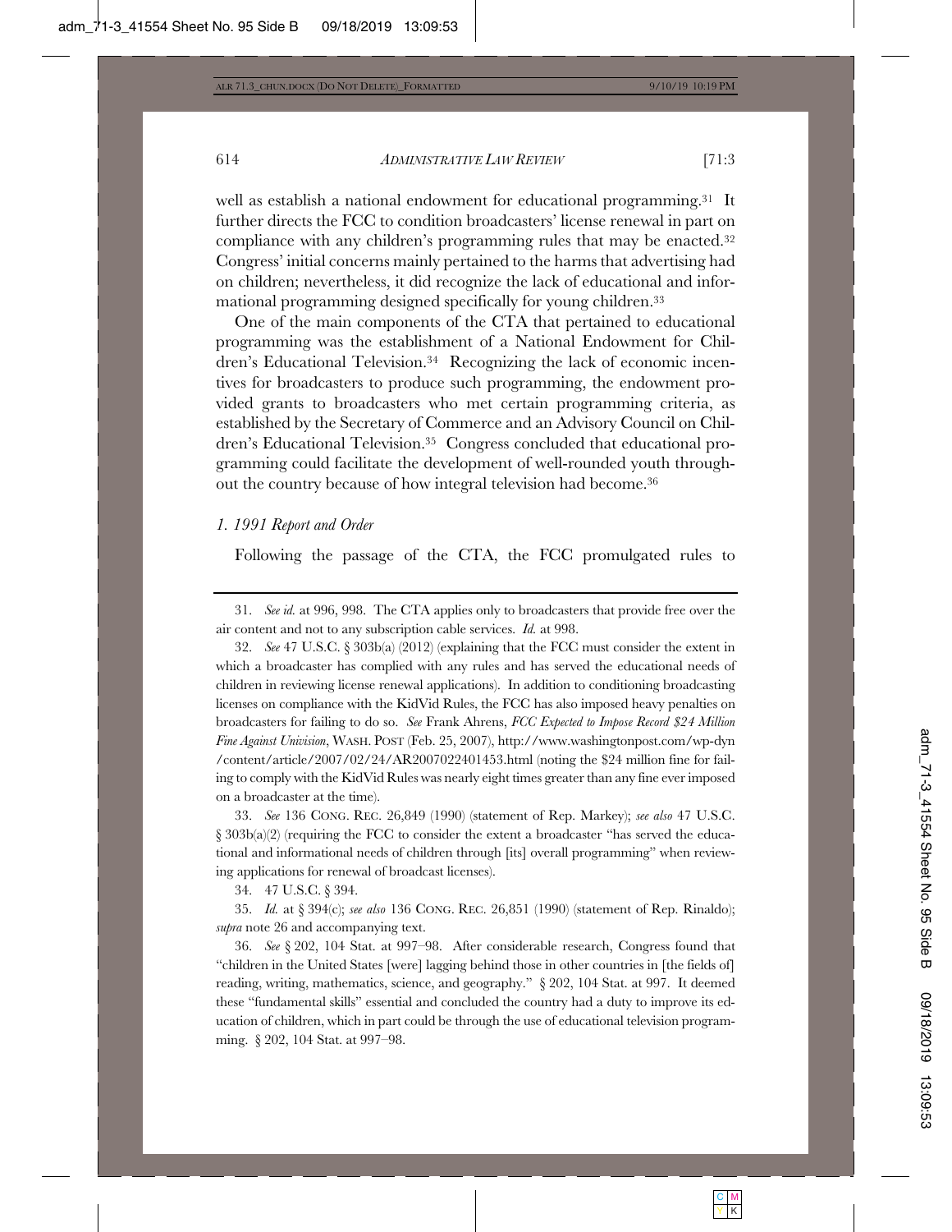well as establish a national endowment for educational programming.[31] It further directs the FCC to condition broadcasters' license renewal in part on compliance with any children's programming rules that may be enacted.[32] Congress' initial concerns mainly pertained to the harms that advertising had on children; nevertheless, it did recognize the lack of educational and informational programming designed specifically for young children.[33]

One of the main components of the CTA that pertained to educational programming was the establishment of a National Endowment for Children's Educational Television.[34] Recognizing the lack of economic incentives for broadcasters to produce such programming, the endowment provided grants to broadcasters who met certain programming criteria, as established by the Secretary of Commerce and an Advisory Council on Children's Educational Television.[35] Congress concluded that educational programming could facilitate the development of well-rounded youth throughout the country because of how integral television had become.[36]

### *1. 1991 Report and Order*

Following the passage of the CTA, the FCC promulgated rules to

---

31. *See id.* at 996, 998. The CTA applies only to broadcasters that provide free over the air content and not to any subscription cable services. *Id.* at 998.

32. *See* 47 U.S.C. § 303b(a) (2012) (explaining that the FCC must consider the extent in which a broadcaster has complied with any rules and has served the educational needs of children in reviewing license renewal applications). In addition to conditioning broadcasting licenses on compliance with the KidVid Rules, the FCC has also imposed heavy penalties on broadcasters for failing to do so. *See* Frank Ahrens, *FCC Expected to Impose Record $24 Million Fine Against Univision*, WASH. POST (Feb. 25, 2007), http://www.washingtonpost.com/wp-dyn/content/article/2007/02/24/AR2007022401453.html (noting the $24 million fine for failing to comply with the KidVid Rules was nearly eight times greater than any fine ever imposed on a broadcaster at the time).

33. *See* 136 CONG. REC. 26,849 (1990) (statement of Rep. Markey); *see also* 47 U.S.C. § 303b(a)(2) (requiring the FCC to consider the extent a broadcaster "has served the educational and informational needs of children through [its] overall programming" when reviewing applications for renewal of broadcast licenses).

34. 47 U.S.C. § 394.

35. *Id.* at § 394(c); *see also* 136 CONG. REC. 26,851 (1990) (statement of Rep. Rinaldo); *supra* note 26 and accompanying text.

36. *See* § 202, 104 Stat. at 997–98. After considerable research, Congress found that "children in the United States [were] lagging behind those in other countries in [the fields of] reading, writing, mathematics, science, and geography." § 202, 104 Stat. at 997. It deemed these "fundamental skills" essential and concluded the country had a duty to improve its education of children, which in part could be through the use of educational television programming. § 202, 104 Stat. at 997–98.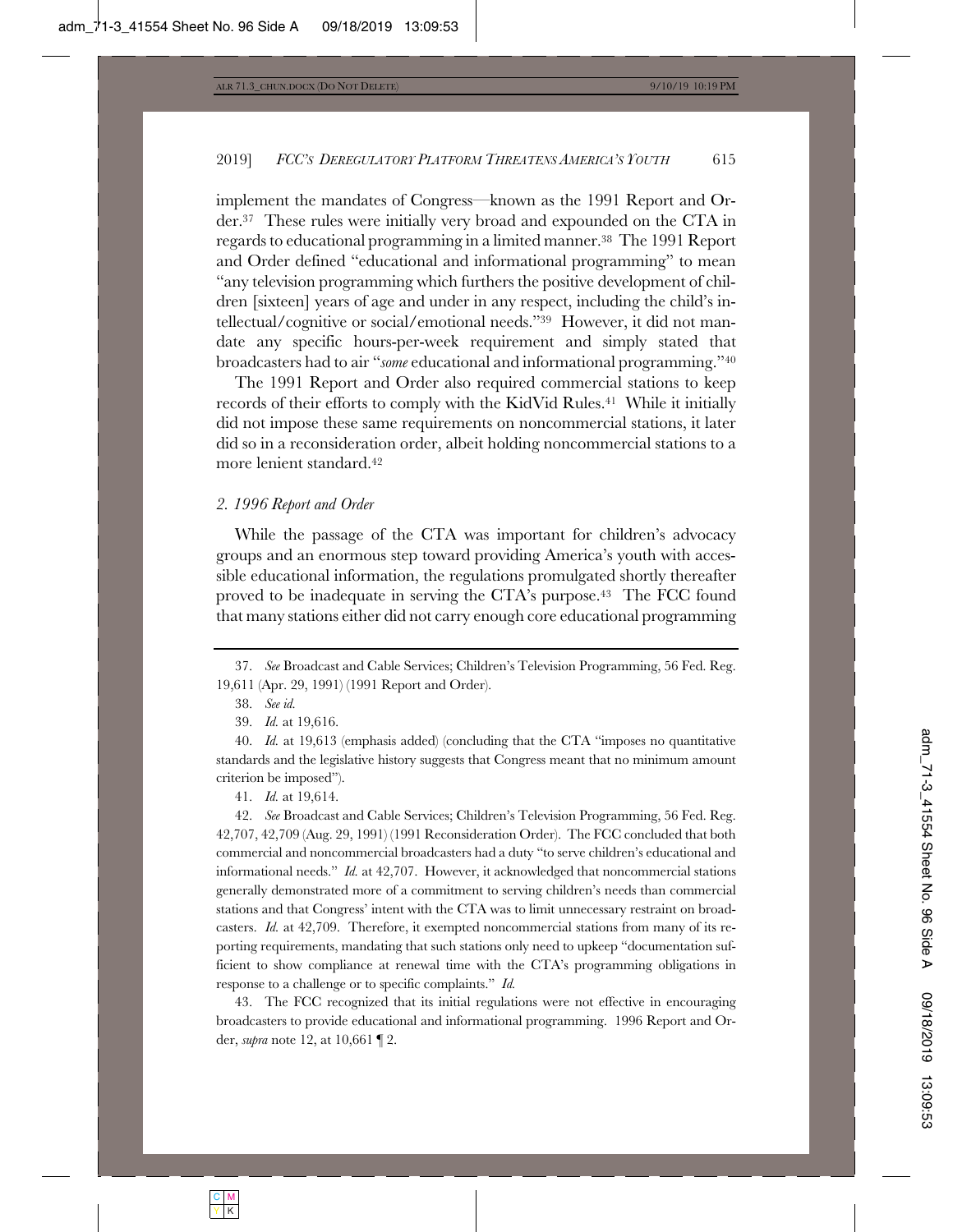implement the mandates of Congress—known as the 1991 Report and Order.[37] These rules were initially very broad and expounded on the CTA in regards to educational programming in a limited manner.[38] The 1991 Report and Order defined "educational and informational programming" to mean "any television programming which furthers the positive development of children [sixteen] years of age and under in any respect, including the child's intellectual/cognitive or social/emotional needs."[39] However, it did not mandate any specific hours-per-week requirement and simply stated that broadcasters had to air "*some* educational and informational programming."[40]

The 1991 Report and Order also required commercial stations to keep records of their efforts to comply with the KidVid Rules.[41] While it initially did not impose these same requirements on noncommercial stations, it later did so in a reconsideration order, albeit holding noncommercial stations to a more lenient standard.[42]

### *2. 1996 Report and Order*

While the passage of the CTA was important for children's advocacy groups and an enormous step toward providing America's youth with accessible educational information, the regulations promulgated shortly thereafter proved to be inadequate in serving the CTA's purpose.[43] The FCC found that many stations either did not carry enough core educational programming

---

37. *See* Broadcast and Cable Services; Children's Television Programming, 56 Fed. Reg. 19,611 (Apr. 29, 1991) (1991 Report and Order).

38. *See id.*

39. *Id.* at 19,616.

40. *Id.* at 19,613 (emphasis added) (concluding that the CTA "imposes no quantitative standards and the legislative history suggests that Congress meant that no minimum amount criterion be imposed").

41. *Id.* at 19,614.

42. *See* Broadcast and Cable Services; Children's Television Programming, 56 Fed. Reg. 42,707, 42,709 (Aug. 29, 1991) (1991 Reconsideration Order). The FCC concluded that both commercial and noncommercial broadcasters had a duty "to serve children's educational and informational needs." *Id.* at 42,707. However, it acknowledged that noncommercial stations generally demonstrated more of a commitment to serving children's needs than commercial stations and that Congress' intent with the CTA was to limit unnecessary restraint on broadcasters. *Id.* at 42,709. Therefore, it exempted noncommercial stations from many of its reporting requirements, mandating that such stations only need to upkeep "documentation sufficient to show compliance at renewal time with the CTA's programming obligations in response to a challenge or to specific complaints." *Id.*

43. The FCC recognized that its initial regulations were not effective in encouraging broadcasters to provide educational and informational programming. 1996 Report and Order, *supra* note 12, at 10,661 ¶ 2.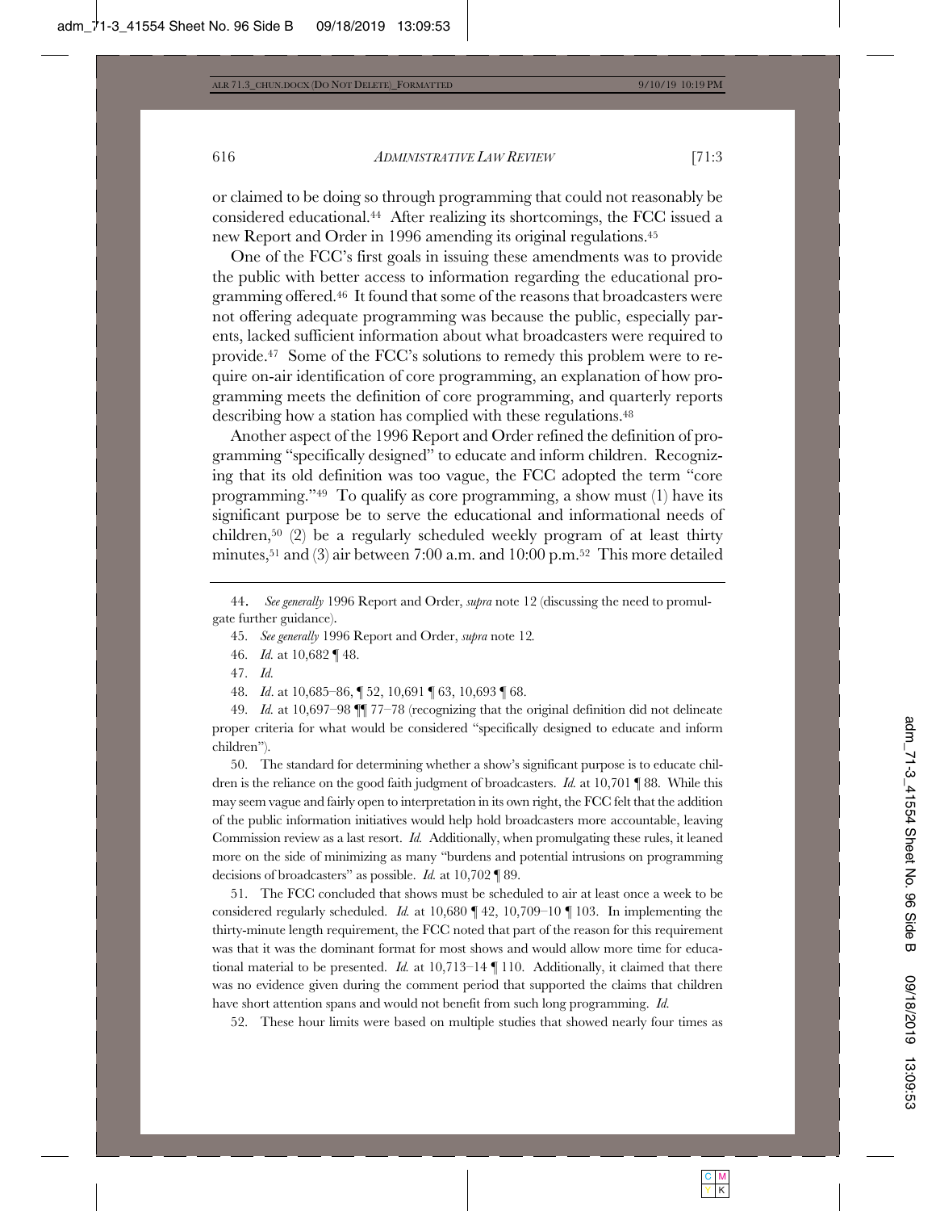or claimed to be doing so through programming that could not reasonably be considered educational.[44] After realizing its shortcomings, the FCC issued a new Report and Order in 1996 amending its original regulations.[45]

One of the FCC's first goals in issuing these amendments was to provide the public with better access to information regarding the educational programming offered.[46] It found that some of the reasons that broadcasters were not offering adequate programming was because the public, especially parents, lacked sufficient information about what broadcasters were required to provide.[47] Some of the FCC's solutions to remedy this problem were to require on-air identification of core programming, an explanation of how programming meets the definition of core programming, and quarterly reports describing how a station has complied with these regulations.[48]

Another aspect of the 1996 Report and Order refined the definition of programming "specifically designed" to educate and inform children. Recognizing that its old definition was too vague, the FCC adopted the term "core programming."[49] To qualify as core programming, a show must (1) have its significant purpose be to serve the educational and informational needs of children,[50] (2) be a regularly scheduled weekly program of at least thirty minutes,[51] and (3) air between 7:00 a.m. and 10:00 p.m.[52] This more detailed

---

44. *See generally* 1996 Report and Order, *supra* note 12 (discussing the need to promulgate further guidance).

45. *See generally* 1996 Report and Order, *supra* note 12.

46. *Id.* at 10,682 ¶ 48.

47. *Id.*

48. *Id*. at 10,685–86, ¶ 52, 10,691 ¶ 63, 10,693 ¶ 68.

49. *Id.* at 10,697–98 ¶¶ 77–78 (recognizing that the original definition did not delineate proper criteria for what would be considered "specifically designed to educate and inform children").

50. The standard for determining whether a show's significant purpose is to educate children is the reliance on the good faith judgment of broadcasters. *Id.* at 10,701 ¶ 88. While this may seem vague and fairly open to interpretation in its own right, the FCC felt that the addition of the public information initiatives would help hold broadcasters more accountable, leaving Commission review as a last resort. *Id.* Additionally, when promulgating these rules, it leaned more on the side of minimizing as many "burdens and potential intrusions on programming decisions of broadcasters" as possible. *Id.* at 10,702 ¶ 89.

51. The FCC concluded that shows must be scheduled to air at least once a week to be considered regularly scheduled. *Id.* at 10,680 ¶ 42, 10,709–10 ¶ 103. In implementing the thirty-minute length requirement, the FCC noted that part of the reason for this requirement was that it was the dominant format for most shows and would allow more time for educational material to be presented. *Id.* at 10,713–14 ¶ 110. Additionally, it claimed that there was no evidence given during the comment period that supported the claims that children have short attention spans and would not benefit from such long programming. *Id.*

52. These hour limits were based on multiple studies that showed nearly four times as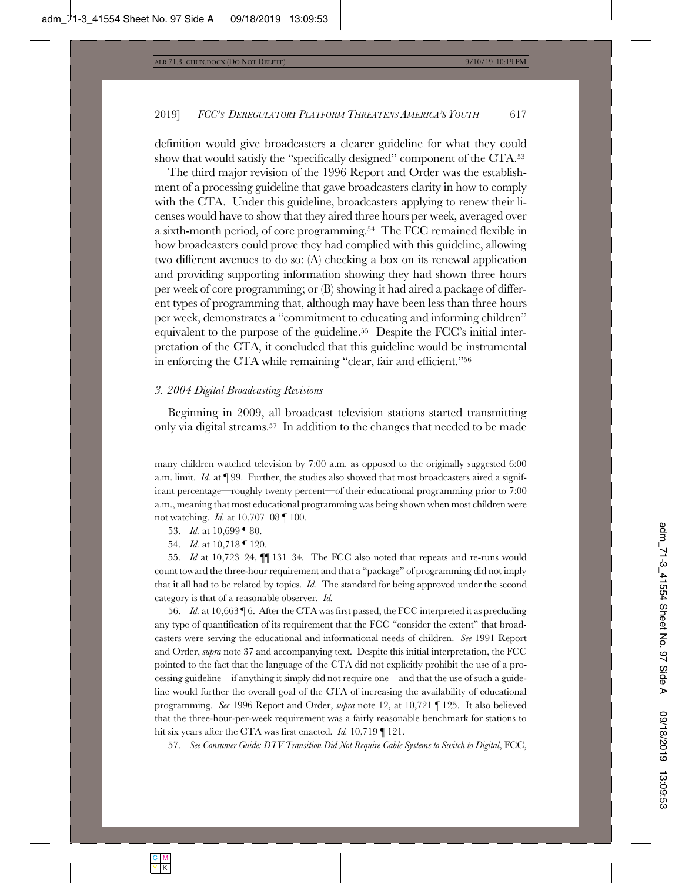definition would give broadcasters a clearer guideline for what they could show that would satisfy the "specifically designed" component of the CTA.[53]

The third major revision of the 1996 Report and Order was the establishment of a processing guideline that gave broadcasters clarity in how to comply with the CTA. Under this guideline, broadcasters applying to renew their licenses would have to show that they aired three hours per week, averaged over a sixth-month period, of core programming.[54] The FCC remained flexible in how broadcasters could prove they had complied with this guideline, allowing two different avenues to do so: (A) checking a box on its renewal application and providing supporting information showing they had shown three hours per week of core programming; or (B) showing it had aired a package of different types of programming that, although may have been less than three hours per week, demonstrates a "commitment to educating and informing children" equivalent to the purpose of the guideline.[55] Despite the FCC's initial interpretation of the CTA, it concluded that this guideline would be instrumental in enforcing the CTA while remaining "clear, fair and efficient."[56]

### *3. 2004 Digital Broadcasting Revisions*

Beginning in 2009, all broadcast television stations started transmitting only via digital streams.[57] In addition to the changes that needed to be made

---

many children watched television by 7:00 a.m. as opposed to the originally suggested 6:00 a.m. limit. *Id.* at ¶ 99. Further, the studies also showed that most broadcasters aired a significant percentage—roughly twenty percent—of their educational programming prior to 7:00 a.m., meaning that most educational programming was being shown when most children were not watching. *Id.* at 10,707–08 ¶ 100.

53. *Id.* at 10,699 ¶ 80.

54. *Id.* at 10,718 ¶ 120.

55. *Id* at 10,723–24, ¶¶ 131–34. The FCC also noted that repeats and re-runs would count toward the three-hour requirement and that a "package" of programming did not imply that it all had to be related by topics. *Id.* The standard for being approved under the second category is that of a reasonable observer. *Id.*

56. *Id.* at 10,663 ¶ 6. After the CTA was first passed, the FCC interpreted it as precluding any type of quantification of its requirement that the FCC "consider the extent" that broadcasters were serving the educational and informational needs of children. *See* 1991 Report and Order, *supra* note 37 and accompanying text. Despite this initial interpretation, the FCC pointed to the fact that the language of the CTA did not explicitly prohibit the use of a processing guideline—if anything it simply did not require one—and that the use of such a guideline would further the overall goal of the CTA of increasing the availability of educational programming. *See* 1996 Report and Order, *supra* note 12, at 10,721 ¶ 125. It also believed that the three-hour-per-week requirement was a fairly reasonable benchmark for stations to hit six years after the CTA was first enacted. *Id.* 10,719 ¶ 121.

57. *See Consumer Guide: DTV Transition Did Not Require Cable Systems to Switch to Digital*, FCC,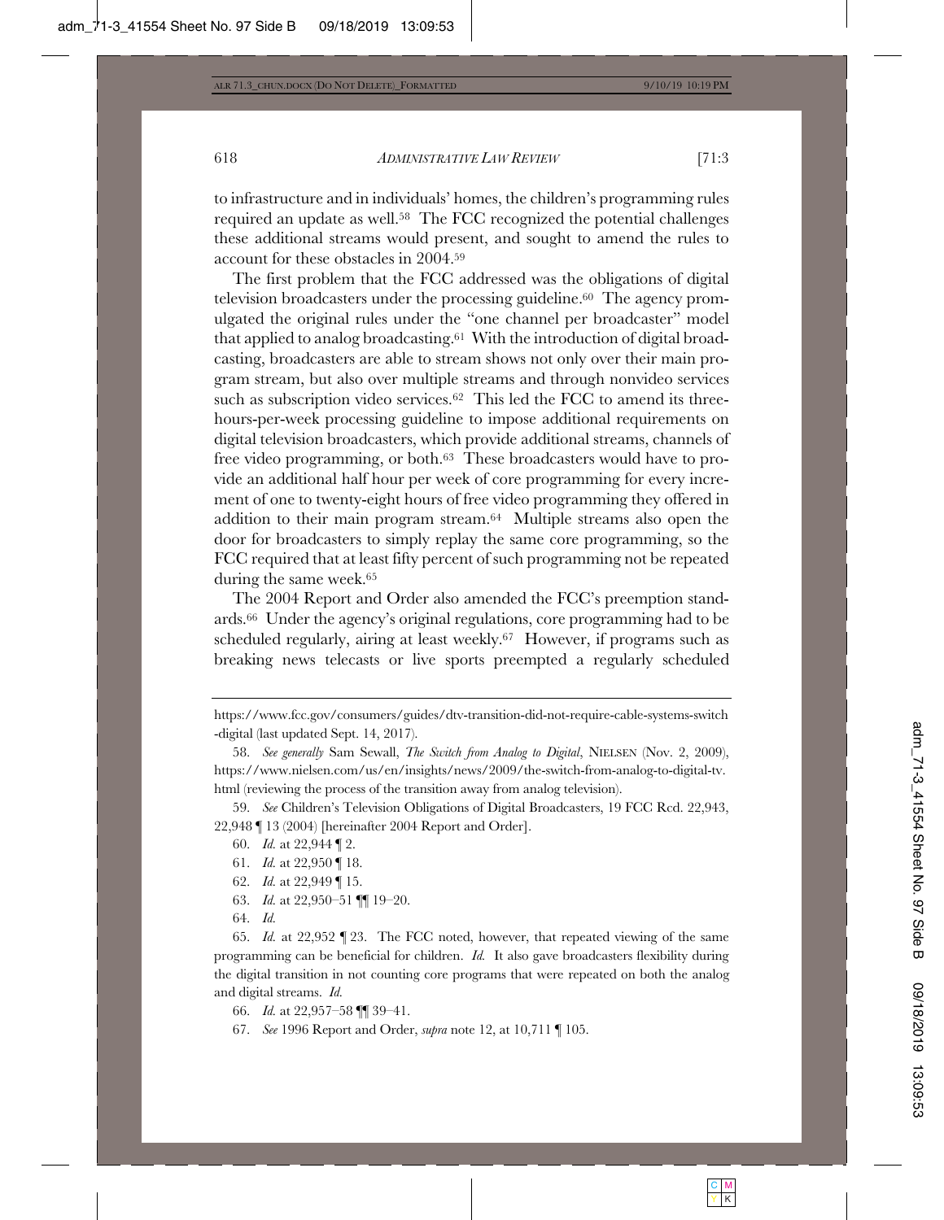to infrastructure and in individuals' homes, the children's programming rules required an update as well.[58] The FCC recognized the potential challenges these additional streams would present, and sought to amend the rules to account for these obstacles in 2004.[59]

The first problem that the FCC addressed was the obligations of digital television broadcasters under the processing guideline.[60] The agency promulgated the original rules under the "one channel per broadcaster" model that applied to analog broadcasting.[61] With the introduction of digital broadcasting, broadcasters are able to stream shows not only over their main program stream, but also over multiple streams and through nonvideo services such as subscription video services.[62] This led the FCC to amend its three-hours-per-week processing guideline to impose additional requirements on digital television broadcasters, which provide additional streams, channels of free video programming, or both.[63] These broadcasters would have to provide an additional half hour per week of core programming for every increment of one to twenty-eight hours of free video programming they offered in addition to their main program stream.[64] Multiple streams also open the door for broadcasters to simply replay the same core programming, so the FCC required that at least fifty percent of such programming not be repeated during the same week.[65]

The 2004 Report and Order also amended the FCC's preemption standards.[66] Under the agency's original regulations, core programming had to be scheduled regularly, airing at least weekly.[67] However, if programs such as breaking news telecasts or live sports preempted a regularly scheduled

---

https://www.fcc.gov/consumers/guides/dtv-transition-did-not-require-cable-systems-switch-digital (last updated Sept. 14, 2017).

58. *See generally* Sam Sewall, *The Switch from Analog to Digital*, NIELSEN (Nov. 2, 2009), https://www.nielsen.com/us/en/insights/news/2009/the-switch-from-analog-to-digital-tv.html (reviewing the process of the transition away from analog television).

59. *See* Children's Television Obligations of Digital Broadcasters, 19 FCC Rcd. 22,943, 22,948 ¶ 13 (2004) [hereinafter 2004 Report and Order].

60. *Id.* at 22,944 ¶ 2.

61. *Id.* at 22,950 ¶ 18.

62. *Id.* at 22,949 ¶ 15.

63. *Id.* at 22,950–51 ¶¶ 19–20.

64. *Id.*

65. *Id.* at 22,952 ¶ 23. The FCC noted, however, that repeated viewing of the same programming can be beneficial for children. *Id.* It also gave broadcasters flexibility during the digital transition in not counting core programs that were repeated on both the analog and digital streams. *Id.*

66. *Id.* at 22,957–58 ¶¶ 39–41.

67. *See* 1996 Report and Order, *supra* note 12, at 10,711 ¶ 105.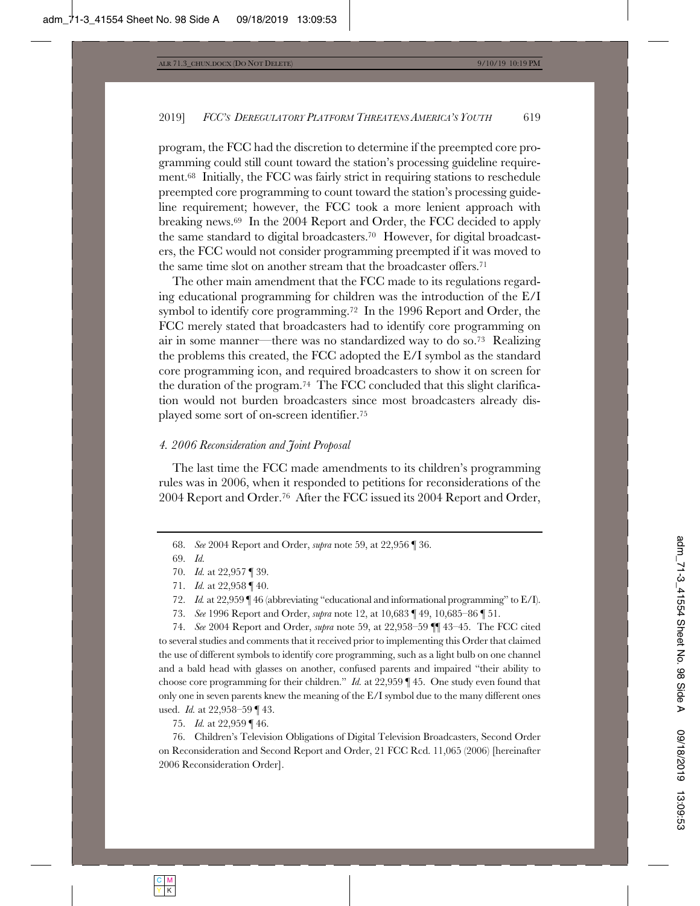program, the FCC had the discretion to determine if the preempted core programming could still count toward the station's processing guideline requirement.[68] Initially, the FCC was fairly strict in requiring stations to reschedule preempted core programming to count toward the station's processing guideline requirement; however, the FCC took a more lenient approach with breaking news.[69] In the 2004 Report and Order, the FCC decided to apply the same standard to digital broadcasters.[70] However, for digital broadcasters, the FCC would not consider programming preempted if it was moved to the same time slot on another stream that the broadcaster offers.[71]

The other main amendment that the FCC made to its regulations regarding educational programming for children was the introduction of the E/I symbol to identify core programming.[72] In the 1996 Report and Order, the FCC merely stated that broadcasters had to identify core programming on air in some manner—there was no standardized way to do so.[73] Realizing the problems this created, the FCC adopted the E/I symbol as the standard core programming icon, and required broadcasters to show it on screen for the duration of the program.[74] The FCC concluded that this slight clarification would not burden broadcasters since most broadcasters already displayed some sort of on-screen identifier.[75]

#### *4. 2006 Reconsideration and Joint Proposal*

The last time the FCC made amendments to its children's programming rules was in 2006, when it responded to petitions for reconsiderations of the 2004 Report and Order.[76] After the FCC issued its 2004 Report and Order,

---

68. *See* 2004 Report and Order, *supra* note 59, at 22,956 ¶ 36.

69. *Id.*

70. *Id.* at 22,957 ¶ 39.

71. *Id.* at 22,958 ¶ 40.

72. *Id.* at 22,959 ¶ 46 (abbreviating "educational and informational programming" to E/I).

73. *See* 1996 Report and Order, *supra* note 12, at 10,683 ¶ 49, 10,685–86 ¶ 51.

74. *See* 2004 Report and Order, *supra* note 59, at 22,958–59 ¶¶ 43–45. The FCC cited to several studies and comments that it received prior to implementing this Order that claimed the use of different symbols to identify core programming, such as a light bulb on one channel and a bald head with glasses on another, confused parents and impaired "their ability to choose core programming for their children." *Id.* at 22,959 ¶ 45. One study even found that only one in seven parents knew the meaning of the E/I symbol due to the many different ones used. *Id.* at 22,958–59 ¶ 43.

75. *Id.* at 22,959 ¶ 46.

76. Children's Television Obligations of Digital Television Broadcasters, Second Order on Reconsideration and Second Report and Order, 21 FCC Rcd. 11,065 (2006) [hereinafter 2006 Reconsideration Order].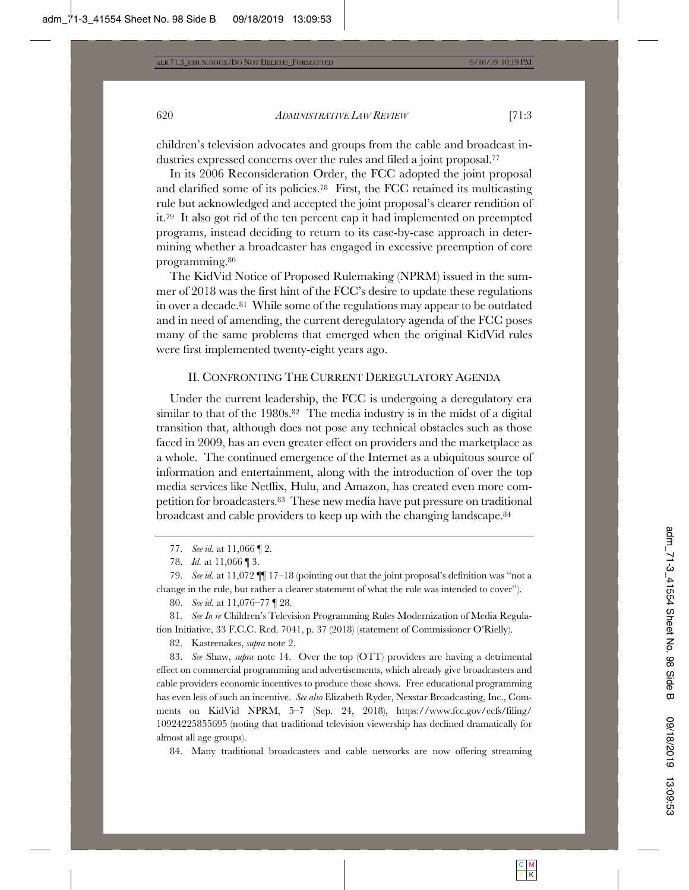children's television advocates and groups from the cable and broadcast industries expressed concerns over the rules and filed a joint proposal.[77]

In its 2006 Reconsideration Order, the FCC adopted the joint proposal and clarified some of its policies.[78] First, the FCC retained its multicasting rule but acknowledged and accepted the joint proposal's clearer rendition of it.[79] It also got rid of the ten percent cap it had implemented on preempted programs, instead deciding to return to its case-by-case approach in determining whether a broadcaster has engaged in excessive preemption of core programming.[80]

The KidVid Notice of Proposed Rulemaking (NPRM) issued in the summer of 2018 was the first hint of the FCC's desire to update these regulations in over a decade.[81] While some of the regulations may appear to be outdated and in need of amending, the current deregulatory agenda of the FCC poses many of the same problems that emerged when the original KidVid rules were first implemented twenty-eight years ago.

## II. CONFRONTING THE CURRENT DEREGULATORY AGENDA

Under the current leadership, the FCC is undergoing a deregulatory era similar to that of the 1980s.[82] The media industry is in the midst of a digital transition that, although does not pose any technical obstacles such as those faced in 2009, has an even greater effect on providers and the marketplace as a whole. The continued emergence of the Internet as a ubiquitous source of information and entertainment, along with the introduction of over the top media services like Netflix, Hulu, and Amazon, has created even more competition for broadcasters.[83] These new media have put pressure on traditional broadcast and cable providers to keep up with the changing landscape.[84]

---

77. *See id.* at 11,066 ¶ 2.

78. *Id.* at 11,066 ¶ 3.

79. *See id.* at 11,072 ¶¶ 17–18 (pointing out that the joint proposal's definition was "not a change in the rule, but rather a clearer statement of what the rule was intended to cover").

80. *See id.* at 11,076–77 ¶ 28.

81. *See In re* Children's Television Programming Rules Modernization of Media Regulation Initiative, 33 F.C.C. Rcd. 7041, p. 37 (2018) (statement of Commissioner O'Rielly).

82. Kastrenakes, *supra* note 2.

83. *See* Shaw, *supra* note 14. Over the top (OTT) providers are having a detrimental effect on commercial programming and advertisements, which already give broadcasters and cable providers economic incentives to produce those shows. Free educational programming has even less of such an incentive. *See also* Elizabeth Ryder, Nexstar Broadcasting, Inc., Comments on KidVid NPRM, 5–7 (Sep. 24, 2018), https://www.fcc.gov/ecfs/filing/10924225855695 (noting that traditional television viewership has declined dramatically for almost all age groups).

84. Many traditional broadcasters and cable networks are now offering streaming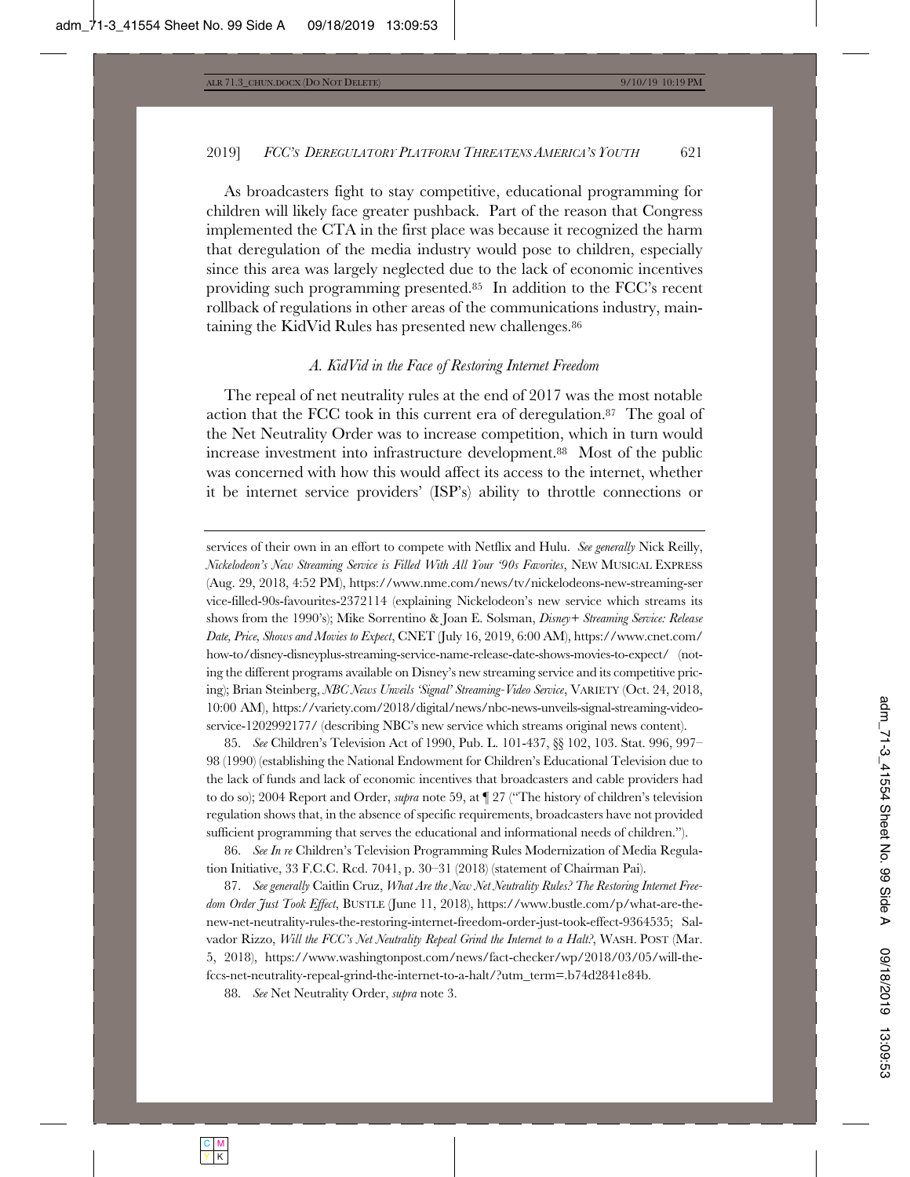As broadcasters fight to stay competitive, educational programming for children will likely face greater pushback. Part of the reason that Congress implemented the CTA in the first place was because it recognized the harm that deregulation of the media industry would pose to children, especially since this area was largely neglected due to the lack of economic incentives providing such programming presented.[85] In addition to the FCC's recent rollback of regulations in other areas of the communications industry, maintaining the KidVid Rules has presented new challenges.[86]

### *A. KidVid in the Face of Restoring Internet Freedom*

The repeal of net neutrality rules at the end of 2017 was the most notable action that the FCC took in this current era of deregulation.[87] The goal of the Net Neutrality Order was to increase competition, which in turn would increase investment into infrastructure development.[88] Most of the public was concerned with how this would affect its access to the internet, whether it be internet service providers' (ISP's) ability to throttle connections or

---

services of their own in an effort to compete with Netflix and Hulu. *See generally* Nick Reilly, *Nickelodeon's New Streaming Service is Filled With All Your '90s Favorites*, NEW MUSICAL EXPRESS (Aug. 29, 2018, 4:52 PM), https://www.nme.com/news/tv/nickelodeons-new-streaming-service-filled-90s-favourites-2372114 (explaining Nickelodeon's new service which streams its shows from the 1990's); Mike Sorrentino & Joan E. Solsman, *Disney+ Streaming Service: Release Date, Price, Shows and Movies to Expect*, CNET (July 16, 2019, 6:00 AM), https://www.cnet.com/how-to/disney-disneyplus-streaming-service-name-release-date-shows-movies-to-expect/ (noting the different programs available on Disney's new streaming service and its competitive pricing); Brian Steinberg, *NBC News Unveils 'Signal' Streaming-Video Service*, VARIETY (Oct. 24, 2018, 10:00 AM), https://variety.com/2018/digital/news/nbc-news-unveils-signal-streaming-video-service-1202992177/ (describing NBC's new service which streams original news content).

85. *See* Children's Television Act of 1990, Pub. L. 101-437, §§ 102, 103. Stat. 996, 997–98 (1990) (establishing the National Endowment for Children's Educational Television due to the lack of funds and lack of economic incentives that broadcasters and cable providers had to do so); 2004 Report and Order, *supra* note 59, at ¶ 27 ("The history of children's television regulation shows that, in the absence of specific requirements, broadcasters have not provided sufficient programming that serves the educational and informational needs of children.").

86. *See In re* Children's Television Programming Rules Modernization of Media Regulation Initiative, 33 F.C.C. Rcd. 7041, p. 30–31 (2018) (statement of Chairman Pai).

87. *See generally* Caitlin Cruz, *What Are the New Net Neutrality Rules? The Restoring Internet Freedom Order Just Took Effect*, BUSTLE (June 11, 2018), https://www.bustle.com/p/what-are-the-new-net-neutrality-rules-the-restoring-internet-freedom-order-just-took-effect-9364535; Salvador Rizzo, *Will the FCC's Net Neutrality Repeal Grind the Internet to a Halt?*, WASH. POST (Mar. 5, 2018), https://www.washingtonpost.com/news/fact-checker/wp/2018/03/05/will-the-fccs-net-neutrality-repeal-grind-the-internet-to-a-halt/?utm_term=.b74d2841e84b.

88. *See* Net Neutrality Order, *supra* note 3.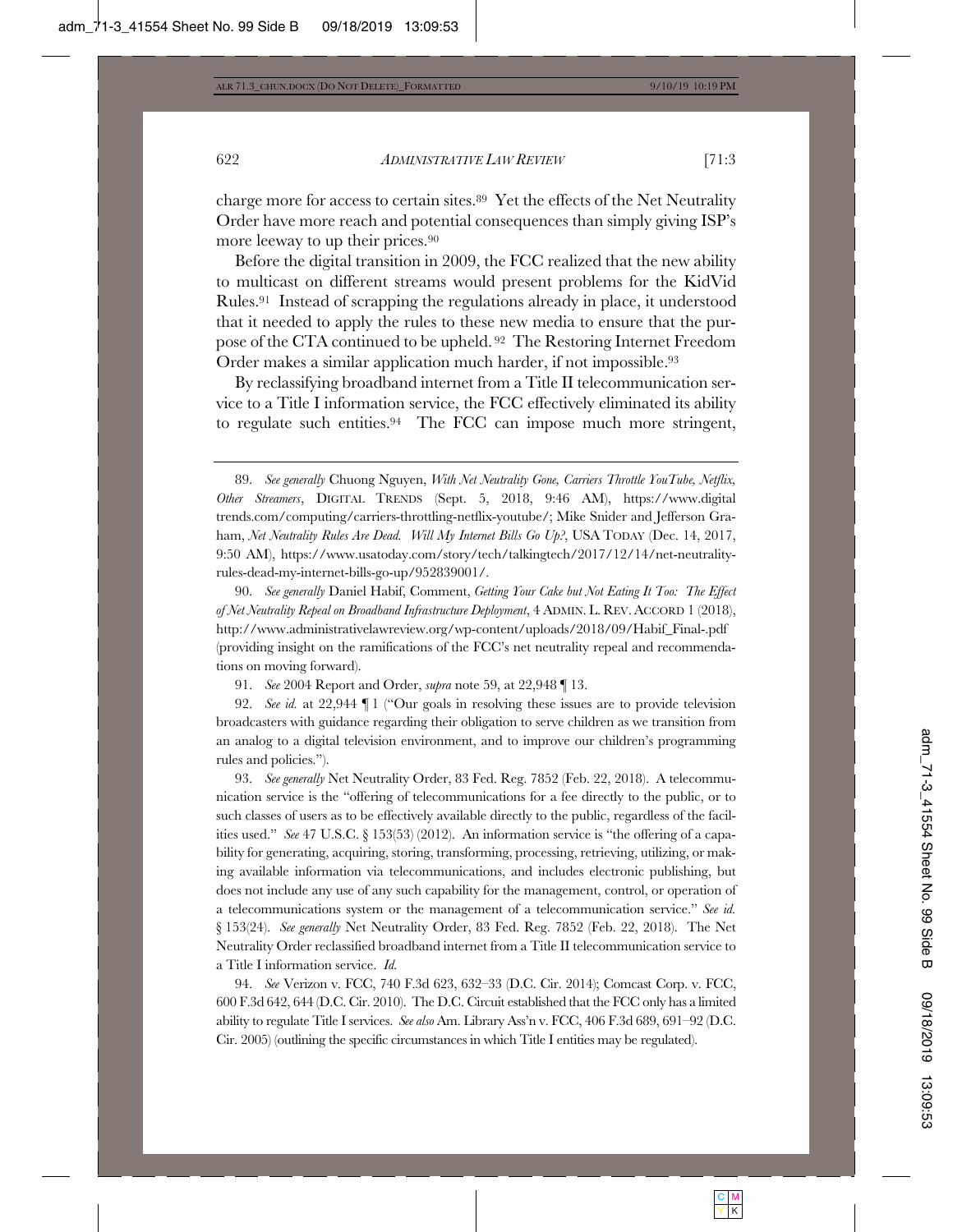charge more for access to certain sites.[89] Yet the effects of the Net Neutrality Order have more reach and potential consequences than simply giving ISP's more leeway to up their prices.[90]

Before the digital transition in 2009, the FCC realized that the new ability to multicast on different streams would present problems for the KidVid Rules.[91] Instead of scrapping the regulations already in place, it understood that it needed to apply the rules to these new media to ensure that the purpose of the CTA continued to be upheld.[92] The Restoring Internet Freedom Order makes a similar application much harder, if not impossible.[93]

By reclassifying broadband internet from a Title II telecommunication service to a Title I information service, the FCC effectively eliminated its ability to regulate such entities.[94] The FCC can impose much more stringent,

---

89. *See generally* Chuong Nguyen, *With Net Neutrality Gone, Carriers Throttle YouTube, Netflix, Other Streamers*, DIGITAL TRENDS (Sept. 5, 2018, 9:46 AM), https://www.digitaltrends.com/computing/carriers-throttling-netflix-youtube/; Mike Snider and Jefferson Graham, *Net Neutrality Rules Are Dead. Will My Internet Bills Go Up?*, USA TODAY (Dec. 14, 2017, 9:50 AM), https://www.usatoday.com/story/tech/talkingtech/2017/12/14/net-neutrality-rules-dead-my-internet-bills-go-up/952839001/.

90. *See generally* Daniel Habif, Comment, *Getting Your Cake but Not Eating It Too: The Effect of Net Neutrality Repeal on Broadband Infrastructure Deployment*, 4 ADMIN. L. REV. ACCORD 1 (2018), http://www.administrativelawreview.org/wp-content/uploads/2018/09/Habif_Final-.pdf (providing insight on the ramifications of the FCC's net neutrality repeal and recommendations on moving forward).

91. *See* 2004 Report and Order, *supra* note 59, at 22,948 ¶ 13.

92. *See id.* at 22,944 ¶ 1 ("Our goals in resolving these issues are to provide television broadcasters with guidance regarding their obligation to serve children as we transition from an analog to a digital television environment, and to improve our children's programming rules and policies.").

93. *See generally* Net Neutrality Order, 83 Fed. Reg. 7852 (Feb. 22, 2018). A telecommunication service is the "offering of telecommunications for a fee directly to the public, or to such classes of users as to be effectively available directly to the public, regardless of the facilities used." *See* 47 U.S.C. § 153(53) (2012). An information service is "the offering of a capability for generating, acquiring, storing, transforming, processing, retrieving, utilizing, or making available information via telecommunications, and includes electronic publishing, but does not include any use of any such capability for the management, control, or operation of a telecommunications system or the management of a telecommunication service." *See id.* § 153(24). *See generally* Net Neutrality Order, 83 Fed. Reg. 7852 (Feb. 22, 2018). The Net Neutrality Order reclassified broadband internet from a Title II telecommunication service to a Title I information service. *Id.*

94. *See* Verizon v. FCC, 740 F.3d 623, 632–33 (D.C. Cir. 2014); Comcast Corp. v. FCC, 600 F.3d 642, 644 (D.C. Cir. 2010). The D.C. Circuit established that the FCC only has a limited ability to regulate Title I services. *See also* Am. Library Ass'n v. FCC, 406 F.3d 689, 691–92 (D.C. Cir. 2005) (outlining the specific circumstances in which Title I entities may be regulated).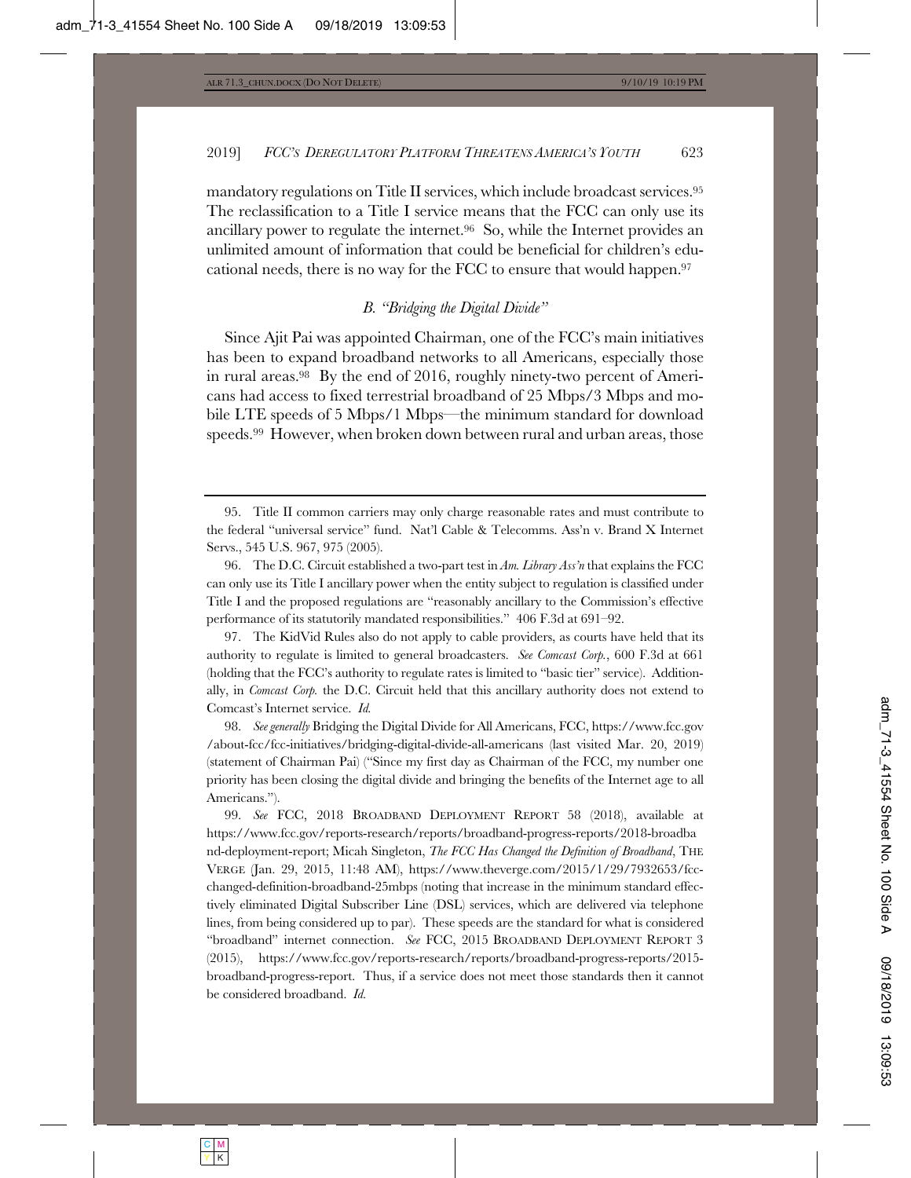mandatory regulations on Title II services, which include broadcast services.[95] The reclassification to a Title I service means that the FCC can only use its ancillary power to regulate the internet.[96] So, while the Internet provides an unlimited amount of information that could be beneficial for children's educational needs, there is no way for the FCC to ensure that would happen.[97]

### *B. "Bridging the Digital Divide"*

Since Ajit Pai was appointed Chairman, one of the FCC's main initiatives has been to expand broadband networks to all Americans, especially those in rural areas.[98] By the end of 2016, roughly ninety-two percent of Americans had access to fixed terrestrial broadband of 25 Mbps/3 Mbps and mobile LTE speeds of 5 Mbps/1 Mbps—the minimum standard for download speeds.[99] However, when broken down between rural and urban areas, those

---

95. Title II common carriers may only charge reasonable rates and must contribute to the federal "universal service" fund. Nat'l Cable & Telecomms. Ass'n v. Brand X Internet Servs., 545 U.S. 967, 975 (2005).

96. The D.C. Circuit established a two-part test in *Am. Library Ass'n* that explains the FCC can only use its Title I ancillary power when the entity subject to regulation is classified under Title I and the proposed regulations are "reasonably ancillary to the Commission's effective performance of its statutorily mandated responsibilities." 406 F.3d at 691–92.

97. The KidVid Rules also do not apply to cable providers, as courts have held that its authority to regulate is limited to general broadcasters. *See Comcast Corp.*, 600 F.3d at 661 (holding that the FCC's authority to regulate rates is limited to "basic tier" service). Additionally, in *Comcast Corp.* the D.C. Circuit held that this ancillary authority does not extend to Comcast's Internet service. *Id.*

98. *See generally* Bridging the Digital Divide for All Americans, FCC, https://www.fcc.gov/about-fcc/fcc-initiatives/bridging-digital-divide-all-americans (last visited Mar. 20, 2019) (statement of Chairman Pai) ("Since my first day as Chairman of the FCC, my number one priority has been closing the digital divide and bringing the benefits of the Internet age to all Americans.").

99. *See* FCC, 2018 BROADBAND DEPLOYMENT REPORT 58 (2018), available at https://www.fcc.gov/reports-research/reports/broadband-progress-reports/2018-broadband-deployment-report; Micah Singleton, *The FCC Has Changed the Definition of Broadband*, THE VERGE (Jan. 29, 2015, 11:48 AM), https://www.theverge.com/2015/1/29/7932653/fcc-changed-definition-broadband-25mbps (noting that increase in the minimum standard effectively eliminated Digital Subscriber Line (DSL) services, which are delivered via telephone lines, from being considered up to par). These speeds are the standard for what is considered "broadband" internet connection. *See* FCC, 2015 BROADBAND DEPLOYMENT REPORT 3 (2015), https://www.fcc.gov/reports-research/reports/broadband-progress-reports/2015-broadband-progress-report. Thus, if a service does not meet those standards then it cannot be considered broadband. *Id.*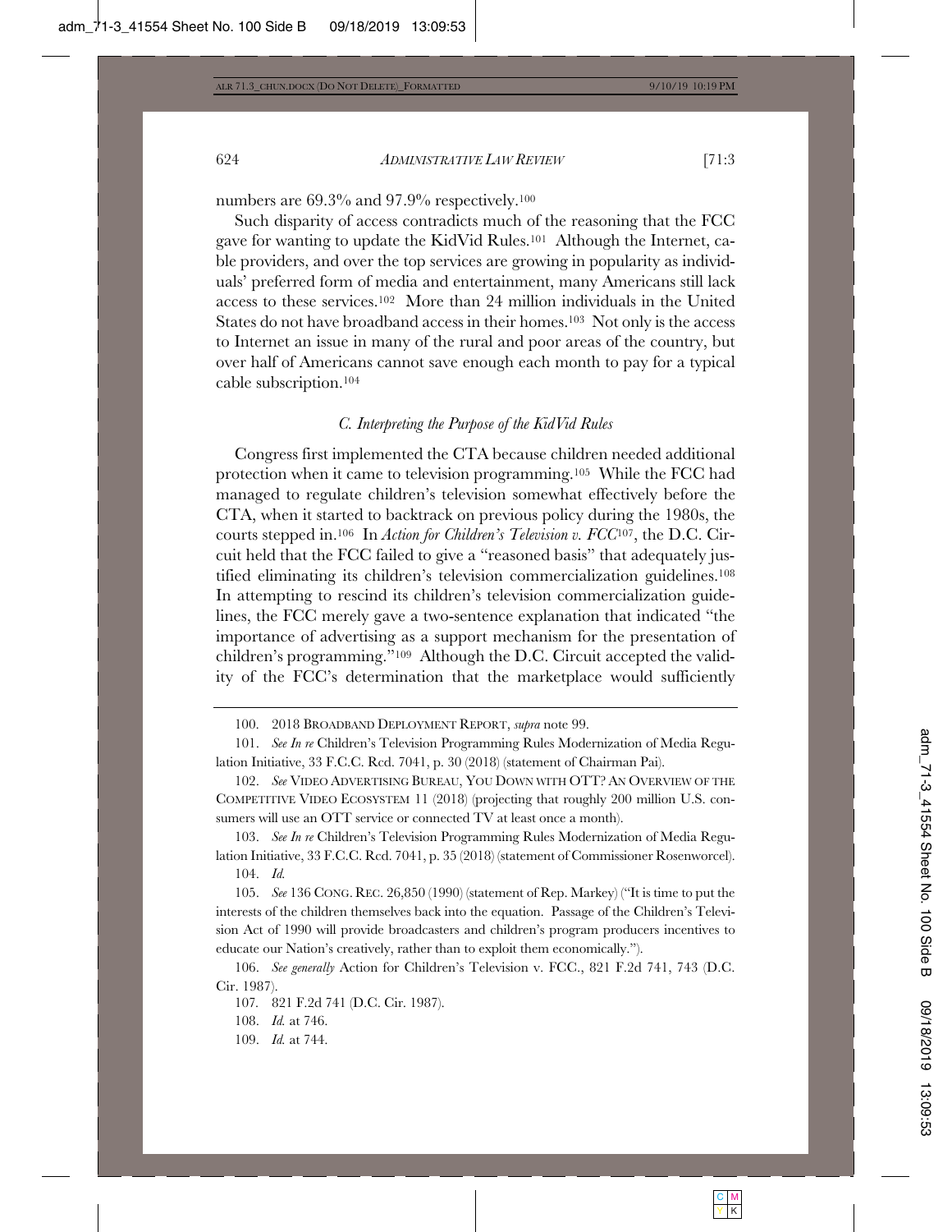numbers are 69.3% and 97.9% respectively.[100]

Such disparity of access contradicts much of the reasoning that the FCC gave for wanting to update the KidVid Rules.[101] Although the Internet, cable providers, and over the top services are growing in popularity as individuals' preferred form of media and entertainment, many Americans still lack access to these services.[102] More than 24 million individuals in the United States do not have broadband access in their homes.[103] Not only is the access to Internet an issue in many of the rural and poor areas of the country, but over half of Americans cannot save enough each month to pay for a typical cable subscription.[104]

### *C. Interpreting the Purpose of the KidVid Rules*

Congress first implemented the CTA because children needed additional protection when it came to television programming.[105] While the FCC had managed to regulate children's television somewhat effectively before the CTA, when it started to backtrack on previous policy during the 1980s, the courts stepped in.[106] In *Action for Children's Television v. FCC*[107], the D.C. Circuit held that the FCC failed to give a "reasoned basis" that adequately justified eliminating its children's television commercialization guidelines.[108] In attempting to rescind its children's television commercialization guidelines, the FCC merely gave a two-sentence explanation that indicated "the importance of advertising as a support mechanism for the presentation of children's programming."[109] Although the D.C. Circuit accepted the validity of the FCC's determination that the marketplace would sufficiently

---

100. 2018 BROADBAND DEPLOYMENT REPORT, *supra* note 99.

101. *See In re* Children's Television Programming Rules Modernization of Media Regulation Initiative, 33 F.C.C. Rcd. 7041, p. 30 (2018) (statement of Chairman Pai).

102. *See* VIDEO ADVERTISING BUREAU, YOU DOWN WITH OTT? AN OVERVIEW OF THE COMPETITIVE VIDEO ECOSYSTEM 11 (2018) (projecting that roughly 200 million U.S. consumers will use an OTT service or connected TV at least once a month).

103. *See In re* Children's Television Programming Rules Modernization of Media Regulation Initiative, 33 F.C.C. Rcd. 7041, p. 35 (2018) (statement of Commissioner Rosenworcel).

104. *Id.*

105. *See* 136 CONG. REC. 26,850 (1990) (statement of Rep. Markey) ("It is time to put the interests of the children themselves back into the equation. Passage of the Children's Television Act of 1990 will provide broadcasters and children's program producers incentives to educate our Nation's creatively, rather than to exploit them economically.").

106. *See generally* Action for Children's Television v. FCC., 821 F.2d 741, 743 (D.C. Cir. 1987).

107. 821 F.2d 741 (D.C. Cir. 1987).

108. *Id.* at 746.

109. *Id.* at 744.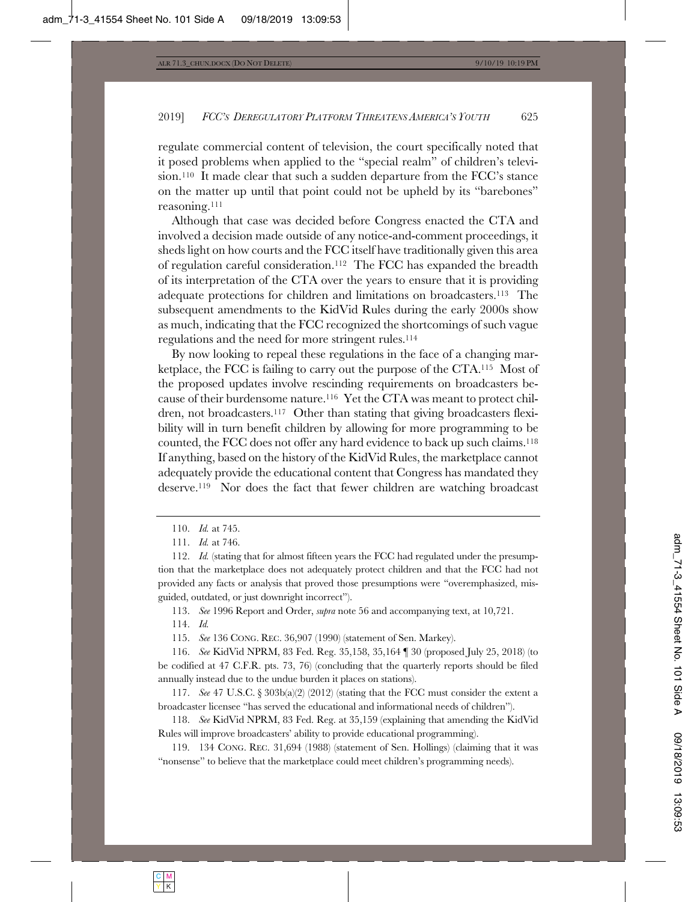regulate commercial content of television, the court specifically noted that it posed problems when applied to the "special realm" of children's television.[110] It made clear that such a sudden departure from the FCC's stance on the matter up until that point could not be upheld by its "barebones" reasoning.[111]

Although that case was decided before Congress enacted the CTA and involved a decision made outside of any notice-and-comment proceedings, it sheds light on how courts and the FCC itself have traditionally given this area of regulation careful consideration.[112] The FCC has expanded the breadth of its interpretation of the CTA over the years to ensure that it is providing adequate protections for children and limitations on broadcasters.[113] The subsequent amendments to the KidVid Rules during the early 2000s show as much, indicating that the FCC recognized the shortcomings of such vague regulations and the need for more stringent rules.[114]

By now looking to repeal these regulations in the face of a changing marketplace, the FCC is failing to carry out the purpose of the CTA.[115] Most of the proposed updates involve rescinding requirements on broadcasters because of their burdensome nature.[116] Yet the CTA was meant to protect children, not broadcasters.[117] Other than stating that giving broadcasters flexibility will in turn benefit children by allowing for more programming to be counted, the FCC does not offer any hard evidence to back up such claims.[118] If anything, based on the history of the KidVid Rules, the marketplace cannot adequately provide the educational content that Congress has mandated they deserve.[119] Nor does the fact that fewer children are watching broadcast

---

110. *Id.* at 745.

111. *Id.* at 746.

112. *Id.* (stating that for almost fifteen years the FCC had regulated under the presumption that the marketplace does not adequately protect children and that the FCC had not provided any facts or analysis that proved those presumptions were "overemphasized, misguided, outdated, or just downright incorrect").

113. *See* 1996 Report and Order, *supra* note 56 and accompanying text, at 10,721.

114. *Id.*

115. *See* 136 CONG. REC. 36,907 (1990) (statement of Sen. Markey).

116. *See* KidVid NPRM, 83 Fed. Reg. 35,158, 35,164 ¶ 30 (proposed July 25, 2018) (to be codified at 47 C.F.R. pts. 73, 76) (concluding that the quarterly reports should be filed annually instead due to the undue burden it places on stations).

117. *See* 47 U.S.C. § 303b(a)(2) (2012) (stating that the FCC must consider the extent a broadcaster licensee "has served the educational and informational needs of children").

118. *See* KidVid NPRM, 83 Fed. Reg. at 35,159 (explaining that amending the KidVid Rules will improve broadcasters' ability to provide educational programming).

119. 134 CONG. REC. 31,694 (1988) (statement of Sen. Hollings) (claiming that it was "nonsense" to believe that the marketplace could meet children's programming needs).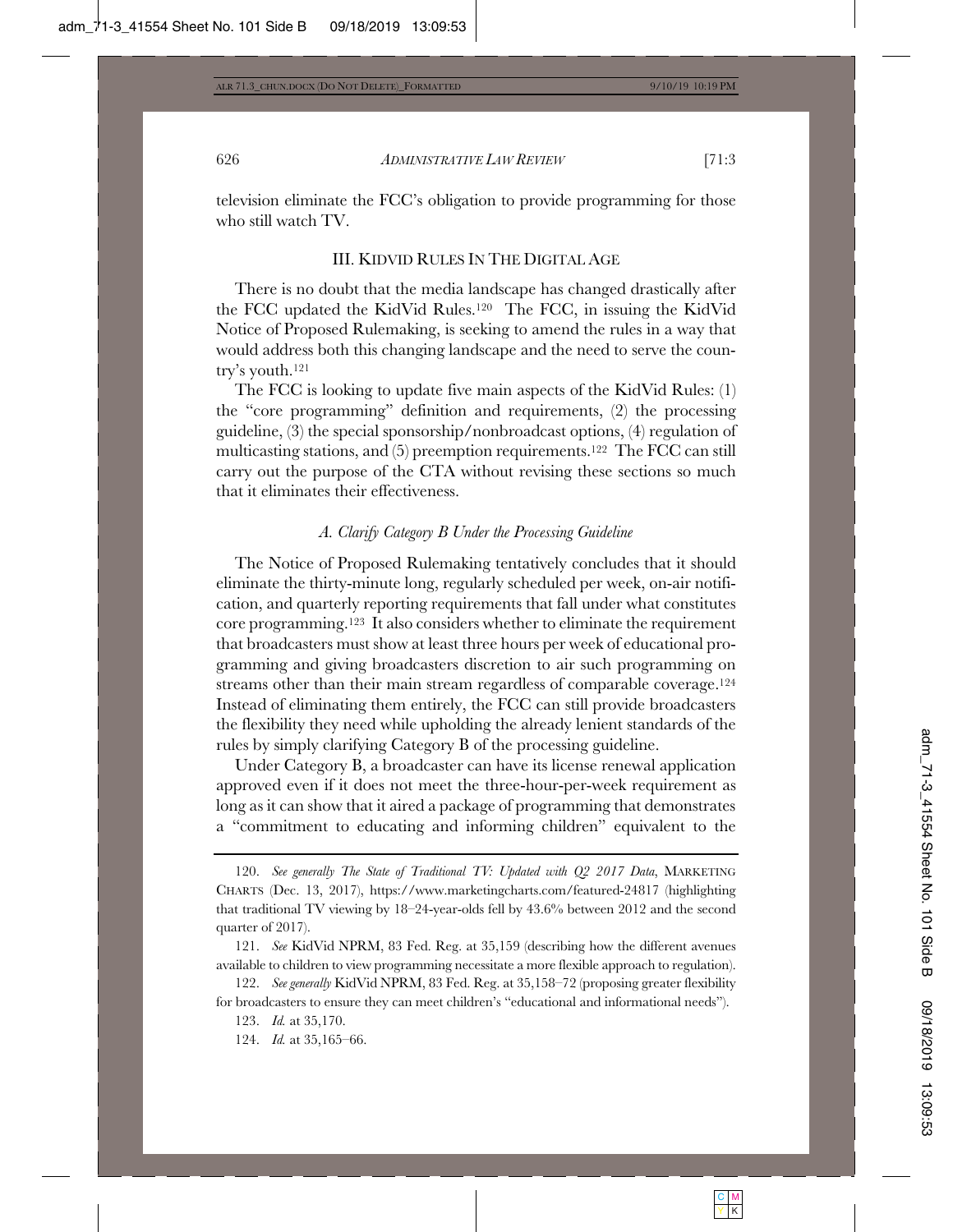television eliminate the FCC's obligation to provide programming for those who still watch TV.

## III. KIDVID RULES IN THE DIGITAL AGE

There is no doubt that the media landscape has changed drastically after the FCC updated the KidVid Rules.[120] The FCC, in issuing the KidVid Notice of Proposed Rulemaking, is seeking to amend the rules in a way that would address both this changing landscape and the need to serve the country's youth.[121]

The FCC is looking to update five main aspects of the KidVid Rules: (1) the "core programming" definition and requirements, (2) the processing guideline, (3) the special sponsorship/nonbroadcast options, (4) regulation of multicasting stations, and (5) preemption requirements.[122] The FCC can still carry out the purpose of the CTA without revising these sections so much that it eliminates their effectiveness.

### *A. Clarify Category B Under the Processing Guideline*

The Notice of Proposed Rulemaking tentatively concludes that it should eliminate the thirty-minute long, regularly scheduled per week, on-air notification, and quarterly reporting requirements that fall under what constitutes core programming.[123] It also considers whether to eliminate the requirement that broadcasters must show at least three hours per week of educational programming and giving broadcasters discretion to air such programming on streams other than their main stream regardless of comparable coverage.[124] Instead of eliminating them entirely, the FCC can still provide broadcasters the flexibility they need while upholding the already lenient standards of the rules by simply clarifying Category B of the processing guideline.

Under Category B, a broadcaster can have its license renewal application approved even if it does not meet the three-hour-per-week requirement as long as it can show that it aired a package of programming that demonstrates a "commitment to educating and informing children" equivalent to the

---

120. *See generally The State of Traditional TV: Updated with Q2 2017 Data*, MARKETING CHARTS (Dec. 13, 2017), https://www.marketingcharts.com/featured-24817 (highlighting that traditional TV viewing by 18–24-year-olds fell by 43.6% between 2012 and the second quarter of 2017).

121. *See* KidVid NPRM, 83 Fed. Reg. at 35,159 (describing how the different avenues available to children to view programming necessitate a more flexible approach to regulation).

122. *See generally* KidVid NPRM, 83 Fed. Reg. at 35,158–72 (proposing greater flexibility for broadcasters to ensure they can meet children's "educational and informational needs").

123. *Id.* at 35,170.

124. *Id.* at 35,165–66.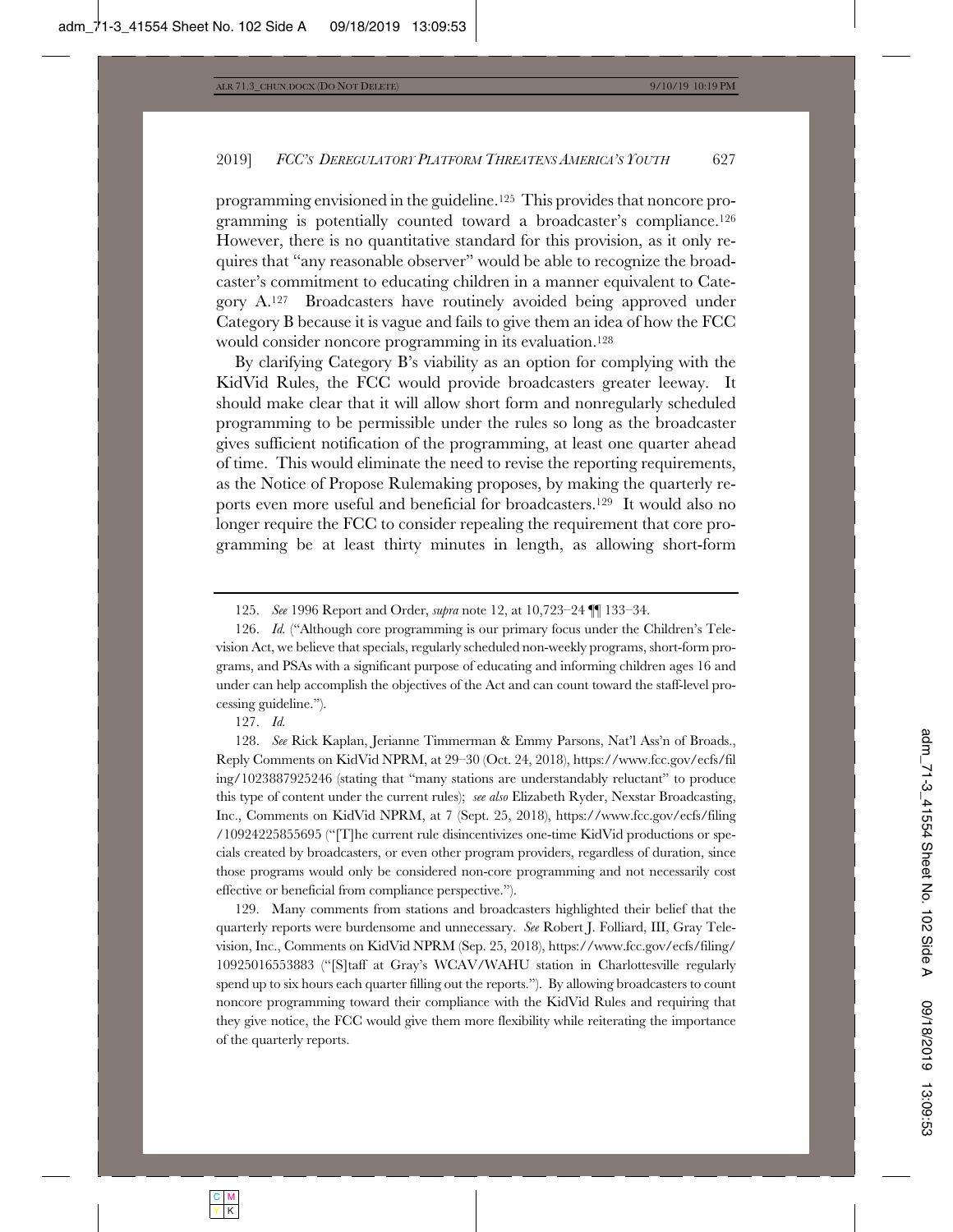programming envisioned in the guideline.[125] This provides that noncore programming is potentially counted toward a broadcaster's compliance.[126] However, there is no quantitative standard for this provision, as it only requires that "any reasonable observer" would be able to recognize the broadcaster's commitment to educating children in a manner equivalent to Category A.[127] Broadcasters have routinely avoided being approved under Category B because it is vague and fails to give them an idea of how the FCC would consider noncore programming in its evaluation.[128]

By clarifying Category B's viability as an option for complying with the KidVid Rules, the FCC would provide broadcasters greater leeway. It should make clear that it will allow short form and nonregularly scheduled programming to be permissible under the rules so long as the broadcaster gives sufficient notification of the programming, at least one quarter ahead of time. This would eliminate the need to revise the reporting requirements, as the Notice of Propose Rulemaking proposes, by making the quarterly reports even more useful and beneficial for broadcasters.[129] It would also no longer require the FCC to consider repealing the requirement that core programming be at least thirty minutes in length, as allowing short-form

---

125. *See* 1996 Report and Order, *supra* note 12, at 10,723–24 ¶¶ 133–34.

126. *Id.* ("Although core programming is our primary focus under the Children's Television Act, we believe that specials, regularly scheduled non-weekly programs, short-form programs, and PSAs with a significant purpose of educating and informing children ages 16 and under can help accomplish the objectives of the Act and can count toward the staff-level processing guideline.").

127. *Id.*

128. *See* Rick Kaplan, Jerianne Timmerman & Emmy Parsons, Nat'l Ass'n of Broads., Reply Comments on KidVid NPRM, at 29–30 (Oct. 24, 2018), https://www.fcc.gov/ecfs/filing/1023887925246 (stating that "many stations are understandably reluctant" to produce this type of content under the current rules); *see also* Elizabeth Ryder, Nexstar Broadcasting, Inc., Comments on KidVid NPRM, at 7 (Sept. 25, 2018), https://www.fcc.gov/ecfs/filing/10924225855695 ("[T]he current rule disincentivizes one-time KidVid productions or specials created by broadcasters, or even other program providers, regardless of duration, since those programs would only be considered non-core programming and not necessarily cost effective or beneficial from compliance perspective.").

129. Many comments from stations and broadcasters highlighted their belief that the quarterly reports were burdensome and unnecessary. *See* Robert J. Folliard, III, Gray Television, Inc., Comments on KidVid NPRM (Sep. 25, 2018), https://www.fcc.gov/ecfs/filing/10925016553883 ("[S]taff at Gray's WCAV/WAHU station in Charlottesville regularly spend up to six hours each quarter filling out the reports."). By allowing broadcasters to count noncore programming toward their compliance with the KidVid Rules and requiring that they give notice, the FCC would give them more flexibility while reiterating the importance of the quarterly reports.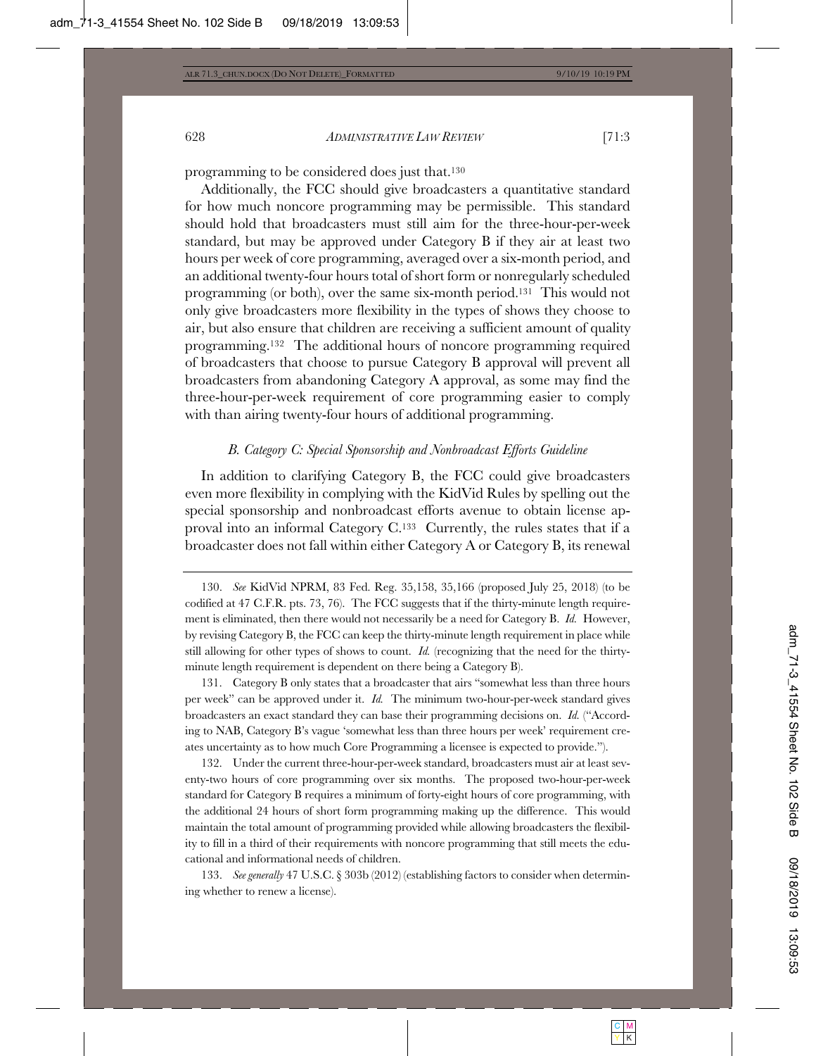programming to be considered does just that.[130]

Additionally, the FCC should give broadcasters a quantitative standard for how much noncore programming may be permissible. This standard should hold that broadcasters must still aim for the three-hour-per-week standard, but may be approved under Category B if they air at least two hours per week of core programming, averaged over a six-month period, and an additional twenty-four hours total of short form or nonregularly scheduled programming (or both), over the same six-month period.[131] This would not only give broadcasters more flexibility in the types of shows they choose to air, but also ensure that children are receiving a sufficient amount of quality programming.[132] The additional hours of noncore programming required of broadcasters that choose to pursue Category B approval will prevent all broadcasters from abandoning Category A approval, as some may find the three-hour-per-week requirement of core programming easier to comply with than airing twenty-four hours of additional programming.

### *B. Category C: Special Sponsorship and Nonbroadcast Efforts Guideline*

In addition to clarifying Category B, the FCC could give broadcasters even more flexibility in complying with the KidVid Rules by spelling out the special sponsorship and nonbroadcast efforts avenue to obtain license approval into an informal Category C.[133] Currently, the rules states that if a broadcaster does not fall within either Category A or Category B, its renewal

---

130. *See* KidVid NPRM, 83 Fed. Reg. 35,158, 35,166 (proposed July 25, 2018) (to be codified at 47 C.F.R. pts. 73, 76). The FCC suggests that if the thirty-minute length requirement is eliminated, then there would not necessarily be a need for Category B. *Id.* However, by revising Category B, the FCC can keep the thirty-minute length requirement in place while still allowing for other types of shows to count. *Id.* (recognizing that the need for the thirty-minute length requirement is dependent on there being a Category B).

131. Category B only states that a broadcaster that airs "somewhat less than three hours per week" can be approved under it. *Id.* The minimum two-hour-per-week standard gives broadcasters an exact standard they can base their programming decisions on. *Id.* ("According to NAB, Category B's vague 'somewhat less than three hours per week' requirement creates uncertainty as to how much Core Programming a licensee is expected to provide.").

132. Under the current three-hour-per-week standard, broadcasters must air at least seventy-two hours of core programming over six months. The proposed two-hour-per-week standard for Category B requires a minimum of forty-eight hours of core programming, with the additional 24 hours of short form programming making up the difference. This would maintain the total amount of programming provided while allowing broadcasters the flexibility to fill in a third of their requirements with noncore programming that still meets the educational and informational needs of children.

133. *See generally* 47 U.S.C. § 303b (2012) (establishing factors to consider when determining whether to renew a license).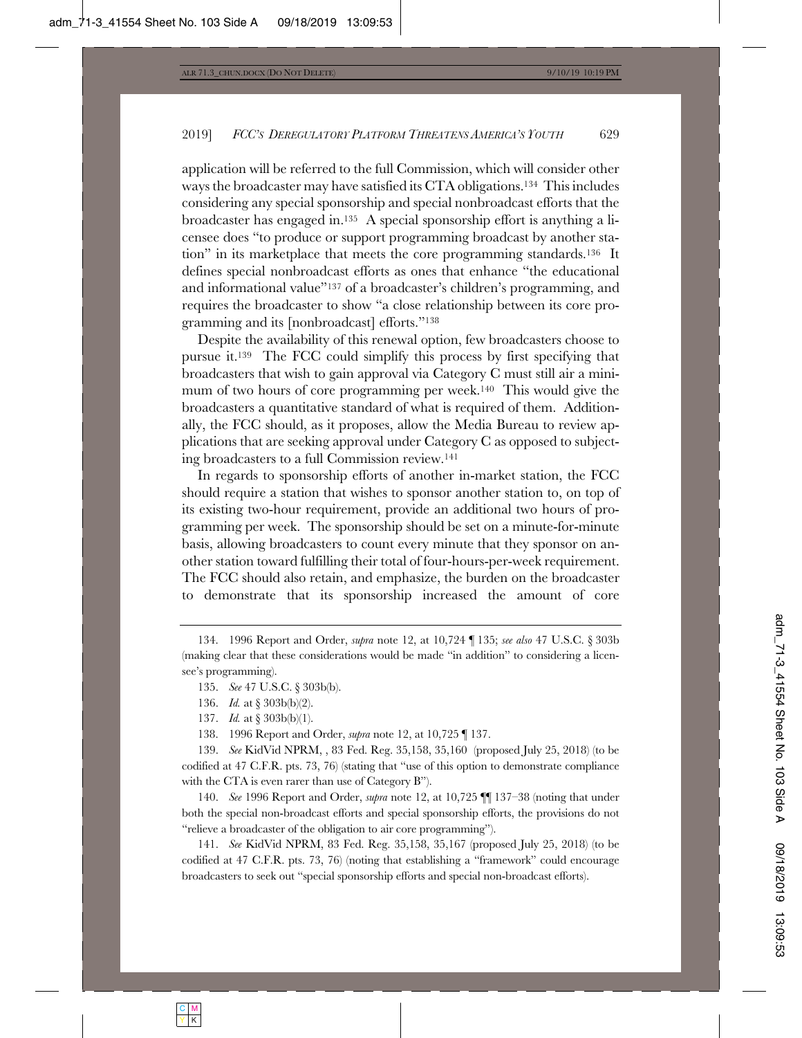application will be referred to the full Commission, which will consider other ways the broadcaster may have satisfied its CTA obligations.[134] This includes considering any special sponsorship and special nonbroadcast efforts that the broadcaster has engaged in.[135] A special sponsorship effort is anything a licensee does "to produce or support programming broadcast by another station" in its marketplace that meets the core programming standards.[136] It defines special nonbroadcast efforts as ones that enhance "the educational and informational value"[137] of a broadcaster's children's programming, and requires the broadcaster to show "a close relationship between its core programming and its [nonbroadcast] efforts."[138]

Despite the availability of this renewal option, few broadcasters choose to pursue it.[139] The FCC could simplify this process by first specifying that broadcasters that wish to gain approval via Category C must still air a minimum of two hours of core programming per week.[140] This would give the broadcasters a quantitative standard of what is required of them. Additionally, the FCC should, as it proposes, allow the Media Bureau to review applications that are seeking approval under Category C as opposed to subjecting broadcasters to a full Commission review.[141]

In regards to sponsorship efforts of another in-market station, the FCC should require a station that wishes to sponsor another station to, on top of its existing two-hour requirement, provide an additional two hours of programming per week. The sponsorship should be set on a minute-for-minute basis, allowing broadcasters to count every minute that they sponsor on another station toward fulfilling their total of four-hours-per-week requirement. The FCC should also retain, and emphasize, the burden on the broadcaster to demonstrate that its sponsorship increased the amount of core

---

134. 1996 Report and Order, *supra* note 12, at 10,724 ¶ 135; *see also* 47 U.S.C. § 303b (making clear that these considerations would be made "in addition" to considering a licensee's programming).

135. *See* 47 U.S.C. § 303b(b).

136. *Id.* at § 303b(b)(2).

137. *Id.* at § 303b(b)(1).

138. 1996 Report and Order, *supra* note 12, at 10,725 ¶ 137.

139. *See* KidVid NPRM, , 83 Fed. Reg. 35,158, 35,160 (proposed July 25, 2018) (to be codified at 47 C.F.R. pts. 73, 76) (stating that "use of this option to demonstrate compliance with the CTA is even rarer than use of Category B").

140. *See* 1996 Report and Order, *supra* note 12, at 10,725 ¶¶ 137–38 (noting that under both the special non-broadcast efforts and special sponsorship efforts, the provisions do not "relieve a broadcaster of the obligation to air core programming").

141. *See* KidVid NPRM, 83 Fed. Reg. 35,158, 35,167 (proposed July 25, 2018) (to be codified at 47 C.F.R. pts. 73, 76) (noting that establishing a "framework" could encourage broadcasters to seek out "special sponsorship efforts and special non-broadcast efforts).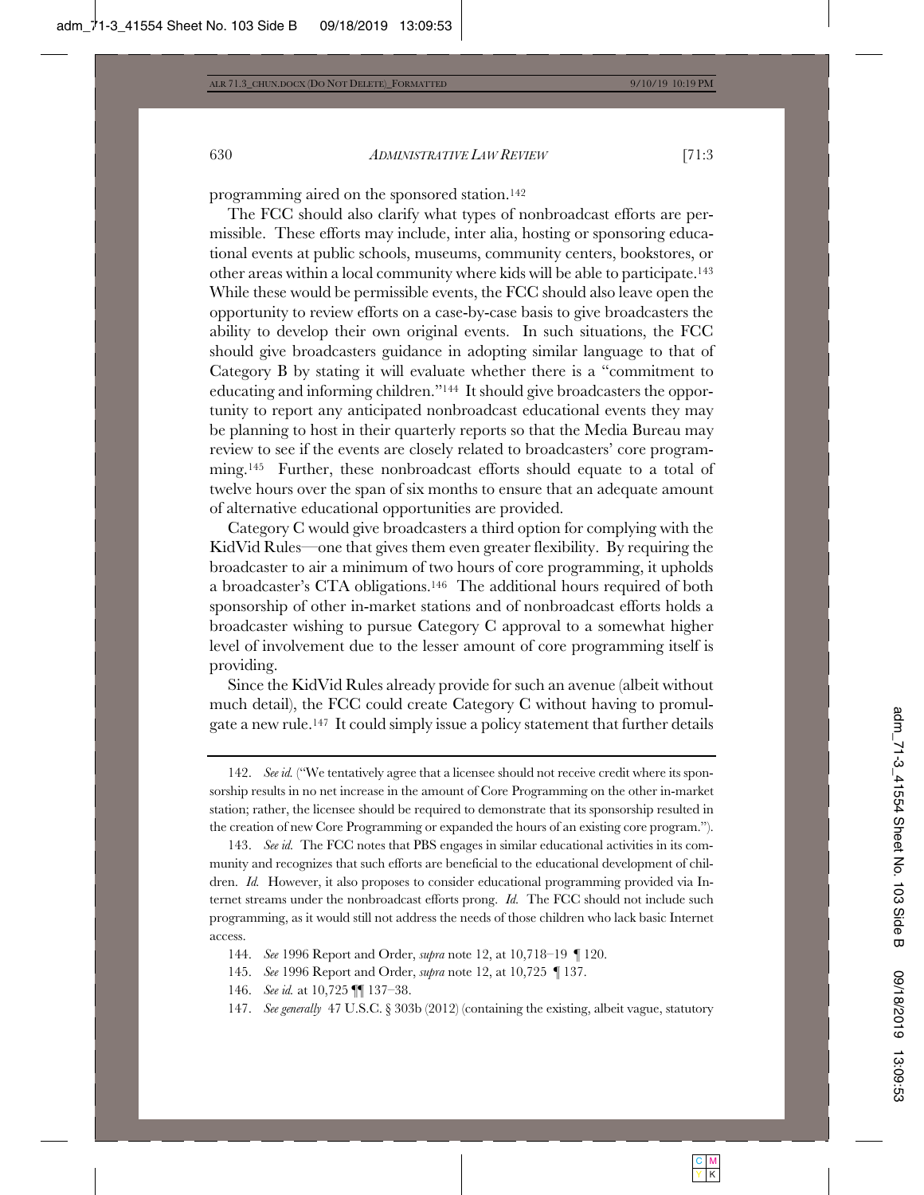programming aired on the sponsored station.[142]

The FCC should also clarify what types of nonbroadcast efforts are permissible. These efforts may include, inter alia, hosting or sponsoring educational events at public schools, museums, community centers, bookstores, or other areas within a local community where kids will be able to participate.[143] While these would be permissible events, the FCC should also leave open the opportunity to review efforts on a case-by-case basis to give broadcasters the ability to develop their own original events. In such situations, the FCC should give broadcasters guidance in adopting similar language to that of Category B by stating it will evaluate whether there is a "commitment to educating and informing children."[144] It should give broadcasters the opportunity to report any anticipated nonbroadcast educational events they may be planning to host in their quarterly reports so that the Media Bureau may review to see if the events are closely related to broadcasters' core programming.[145] Further, these nonbroadcast efforts should equate to a total of twelve hours over the span of six months to ensure that an adequate amount of alternative educational opportunities are provided.

Category C would give broadcasters a third option for complying with the KidVid Rules—one that gives them even greater flexibility. By requiring the broadcaster to air a minimum of two hours of core programming, it upholds a broadcaster's CTA obligations.[146] The additional hours required of both sponsorship of other in-market stations and of nonbroadcast efforts holds a broadcaster wishing to pursue Category C approval to a somewhat higher level of involvement due to the lesser amount of core programming itself is providing.

Since the KidVid Rules already provide for such an avenue (albeit without much detail), the FCC could create Category C without having to promulgate a new rule.[147] It could simply issue a policy statement that further details

142. *See id.* ("We tentatively agree that a licensee should not receive credit where its sponsorship results in no net increase in the amount of Core Programming on the other in-market station; rather, the licensee should be required to demonstrate that its sponsorship resulted in the creation of new Core Programming or expanded the hours of an existing core program.").

143. *See id.* The FCC notes that PBS engages in similar educational activities in its community and recognizes that such efforts are beneficial to the educational development of children. *Id.* However, it also proposes to consider educational programming provided via Internet streams under the nonbroadcast efforts prong. *Id.* The FCC should not include such programming, as it would still not address the needs of those children who lack basic Internet access.

144. *See* 1996 Report and Order, *supra* note 12, at 10,718–19 ¶ 120.

145. *See* 1996 Report and Order, *supra* note 12, at 10,725 ¶ 137.

146. *See id.* at 10,725 ¶¶ 137–38.

147. *See generally* 47 U.S.C. § 303b (2012) (containing the existing, albeit vague, statutory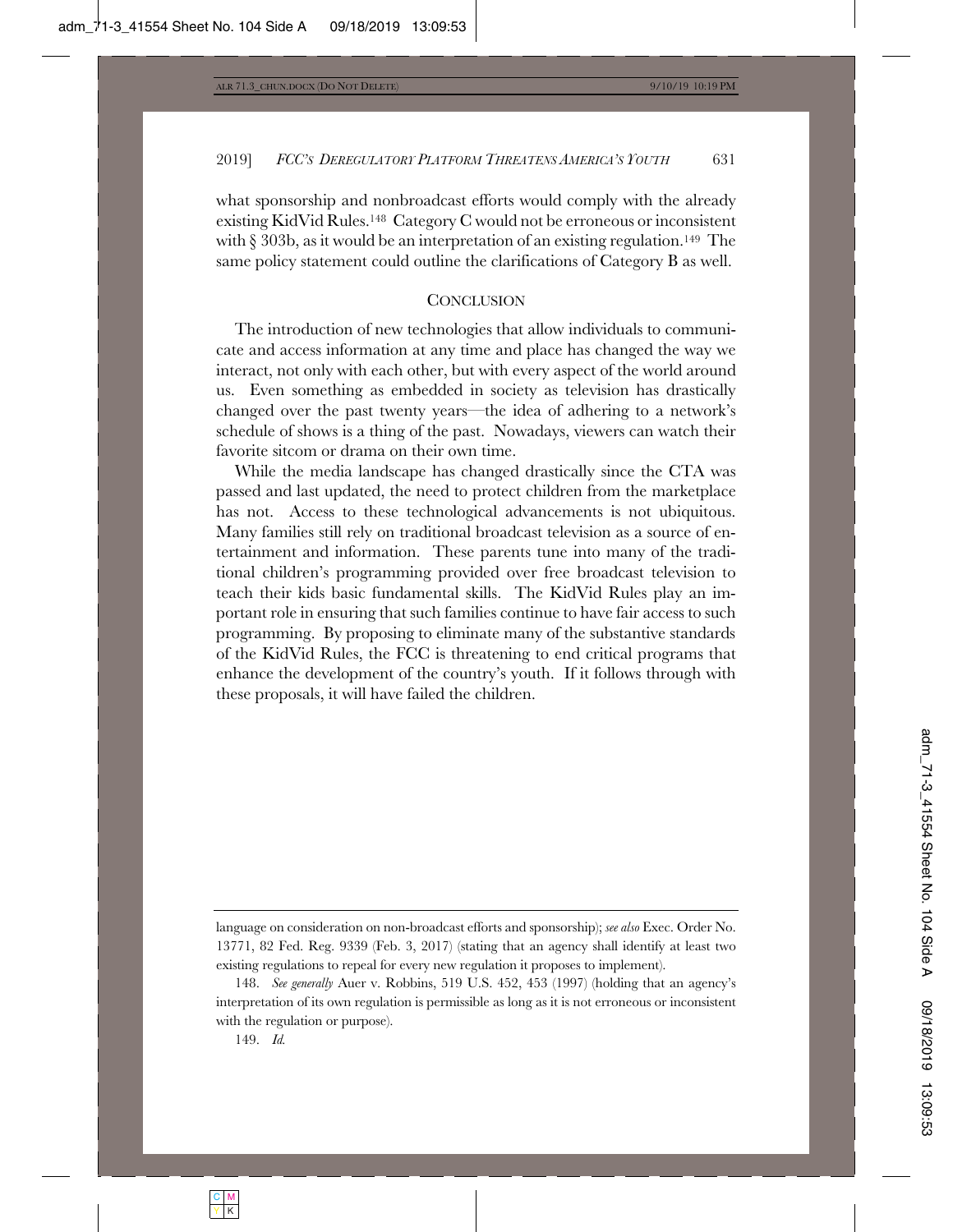what sponsorship and nonbroadcast efforts would comply with the already existing KidVid Rules.[148] Category C would not be erroneous or inconsistent with § 303b, as it would be an interpretation of an existing regulation.[149] The same policy statement could outline the clarifications of Category B as well.

## CONCLUSION

The introduction of new technologies that allow individuals to communicate and access information at any time and place has changed the way we interact, not only with each other, but with every aspect of the world around us. Even something as embedded in society as television has drastically changed over the past twenty years—the idea of adhering to a network's schedule of shows is a thing of the past. Nowadays, viewers can watch their favorite sitcom or drama on their own time.

While the media landscape has changed drastically since the CTA was passed and last updated, the need to protect children from the marketplace has not. Access to these technological advancements is not ubiquitous. Many families still rely on traditional broadcast television as a source of entertainment and information. These parents tune into many of the traditional children's programming provided over free broadcast television to teach their kids basic fundamental skills. The KidVid Rules play an important role in ensuring that such families continue to have fair access to such programming. By proposing to eliminate many of the substantive standards of the KidVid Rules, the FCC is threatening to end critical programs that enhance the development of the country's youth. If it follows through with these proposals, it will have failed the children.

---

language on consideration on non-broadcast efforts and sponsorship); *see also* Exec. Order No. 13771, 82 Fed. Reg. 9339 (Feb. 3, 2017) (stating that an agency shall identify at least two existing regulations to repeal for every new regulation it proposes to implement).

148. *See generally* Auer v. Robbins, 519 U.S. 452, 453 (1997) (holding that an agency's interpretation of its own regulation is permissible as long as it is not erroneous or inconsistent with the regulation or purpose).

149. *Id.*